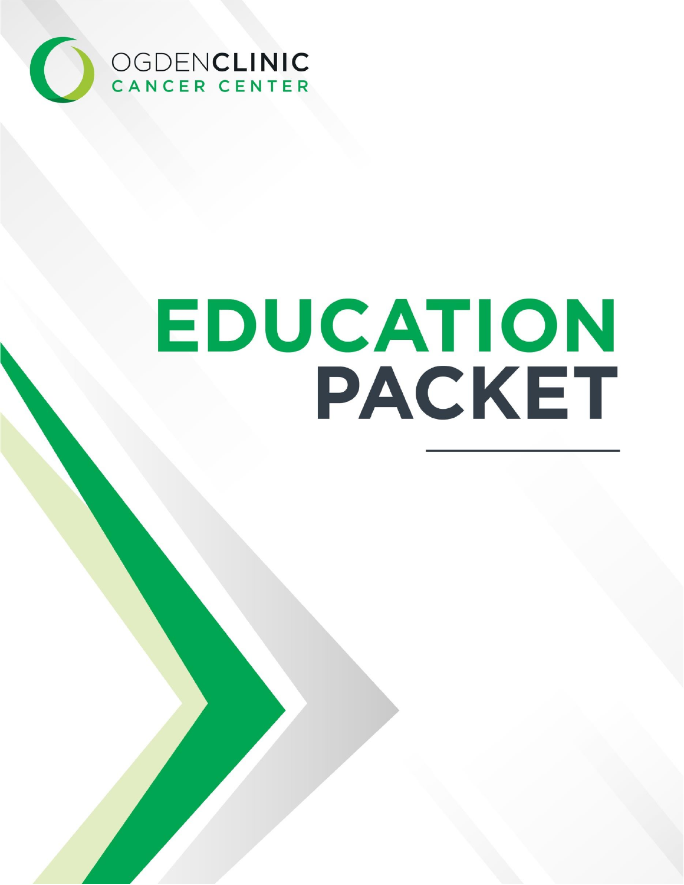OGDENCLINIC
CANCER CENTER

# EDUCATION PACKET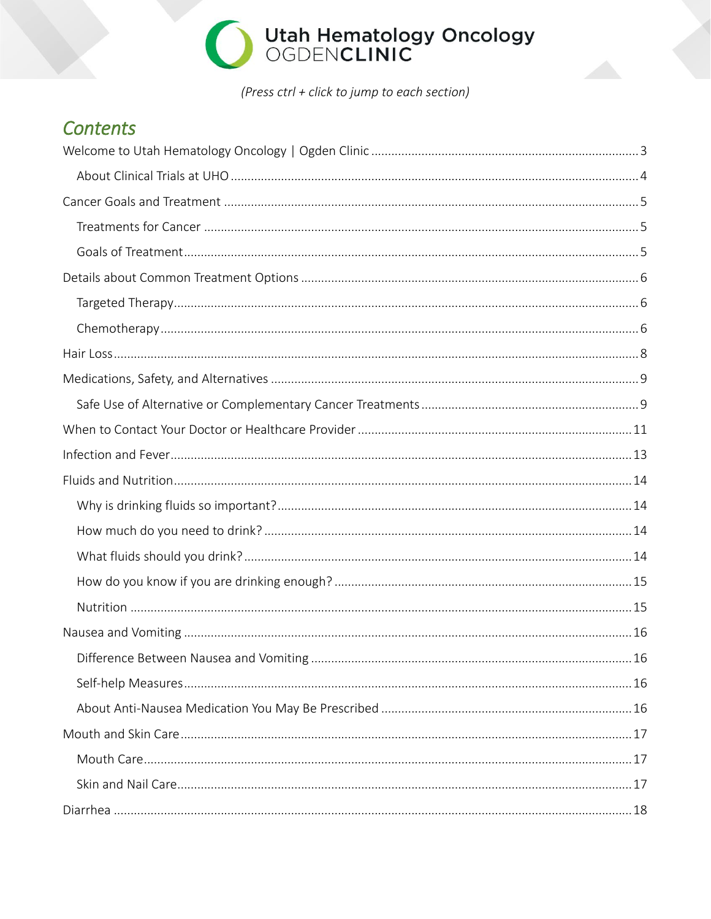Utah Hematology Oncology
OGDEN**CLINIC**

*(Press ctrl + click to jump to each section)*

## *Contents*

Welcome to Utah Hematology Oncology | Ogden Clinic ..... 3

- About Clinical Trials at UHO ..... 4

Cancer Goals and Treatment ..... 5

- Treatments for Cancer ..... 5
- Goals of Treatment ..... 5

Details about Common Treatment Options ..... 6

- Targeted Therapy ..... 6
- Chemotherapy ..... 6

Hair Loss ..... 8

Medications, Safety, and Alternatives ..... 9

- Safe Use of Alternative or Complementary Cancer Treatments ..... 9

When to Contact Your Doctor or Healthcare Provider ..... 11

Infection and Fever ..... 13

Fluids and Nutrition ..... 14

- Why is drinking fluids so important? ..... 14
- How much do you need to drink? ..... 14
- What fluids should you drink? ..... 14
- How do you know if you are drinking enough? ..... 15
- Nutrition ..... 15

Nausea and Vomiting ..... 16

- Difference Between Nausea and Vomiting ..... 16
- Self-help Measures ..... 16
- About Anti-Nausea Medication You May Be Prescribed ..... 16

Mouth and Skin Care ..... 17

- Mouth Care ..... 17
- Skin and Nail Care ..... 17

Diarrhea ..... 18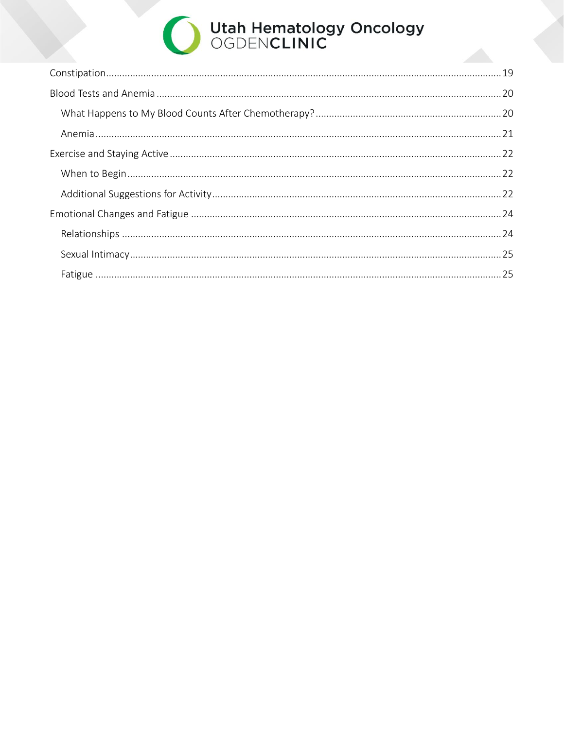Constipation ........................................................................................................................................ 19

Blood Tests and Anemia ........................................................................................................................ 20

- What Happens to My Blood Counts After Chemotherapy? ................................................................ 20
- Anemia ........................................................................................................................................... 21

Exercise and Staying Active ................................................................................................................... 22

- When to Begin ................................................................................................................................ 22
- Additional Suggestions for Activity .................................................................................................. 22

Emotional Changes and Fatigue ............................................................................................................ 24

- Relationships ................................................................................................................................. 24
- Sexual Intimacy .............................................................................................................................. 25
- Fatigue ........................................................................................................................................... 25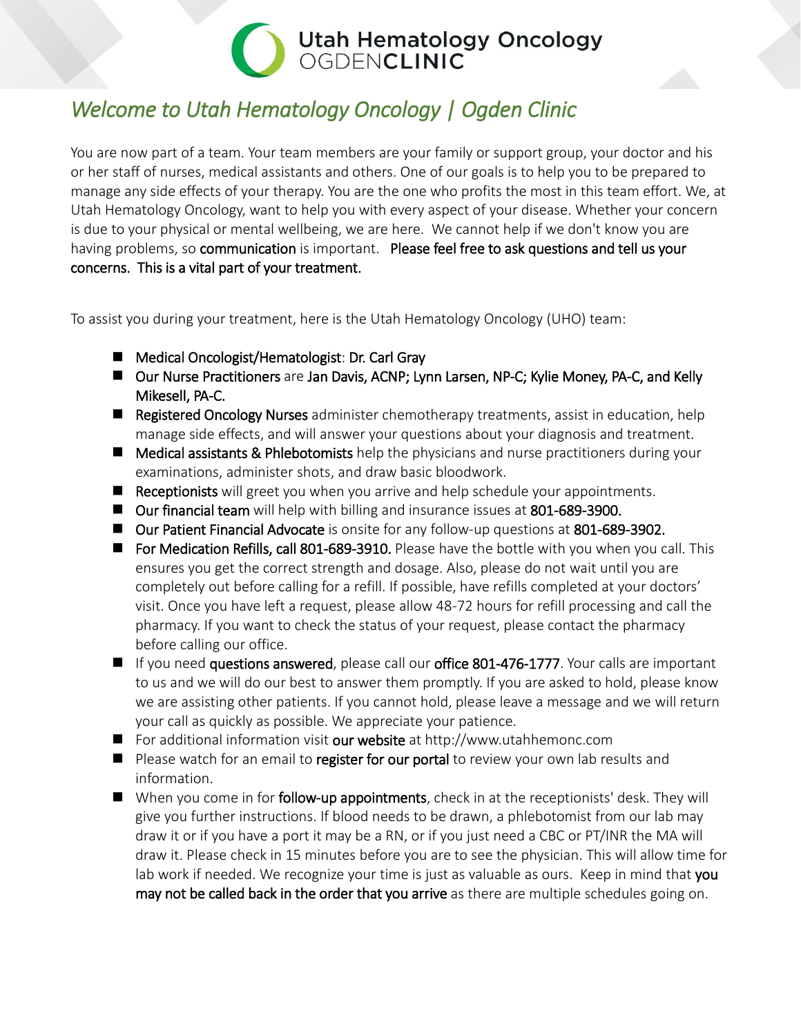Utah Hematology Oncology
OGDEN**CLINIC**

# *Welcome to Utah Hematology Oncology | Ogden Clinic*

You are now part of a team. Your team members are your family or support group, your doctor and his or her staff of nurses, medical assistants and others. One of our goals is to help you to be prepared to manage any side effects of your therapy. You are the one who profits the most in this team effort. We, at Utah Hematology Oncology, want to help you with every aspect of your disease. Whether your concern is due to your physical or mental wellbeing, we are here. We cannot help if we don't know you are having problems, so **communication** is important. **Please feel free to ask questions and tell us your concerns. This is a vital part of your treatment.**

To assist you during your treatment, here is the Utah Hematology Oncology (UHO) team:

- **Medical Oncologist/Hematologist**: **Dr. Carl Gray**
- **Our Nurse Practitioners** are **Jan Davis, ACNP; Lynn Larsen, NP-C; Kylie Money, PA-C, and Kelly Mikesell, PA-C.**
- **Registered Oncology Nurses** administer chemotherapy treatments, assist in education, help manage side effects, and will answer your questions about your diagnosis and treatment.
- **Medical assistants & Phlebotomists** help the physicians and nurse practitioners during your examinations, administer shots, and draw basic bloodwork.
- **Receptionists** will greet you when you arrive and help schedule your appointments.
- **Our financial team** will help with billing and insurance issues at **801-689-3900.**
- **Our Patient Financial Advocate** is onsite for any follow-up questions at **801-689-3902.**
- **For Medication Refills, call 801-689-3910.** Please have the bottle with you when you call. This ensures you get the correct strength and dosage. Also, please do not wait until you are completely out before calling for a refill. If possible, have refills completed at your doctors' visit. Once you have left a request, please allow 48-72 hours for refill processing and call the pharmacy. If you want to check the status of your request, please contact the pharmacy before calling our office.
- If you need **questions answered**, please call our **office 801-476-1777**. Your calls are important to us and we will do our best to answer them promptly. If you are asked to hold, please know we are assisting other patients. If you cannot hold, please leave a message and we will return your call as quickly as possible. We appreciate your patience.
- For additional information visit **our website** at http://www.utahhemonc.com
- Please watch for an email to **register for our portal** to review your own lab results and information.
- When you come in for **follow-up appointments**, check in at the receptionists' desk. They will give you further instructions. If blood needs to be drawn, a phlebotomist from our lab may draw it or if you have a port it may be a RN, or if you just need a CBC or PT/INR the MA will draw it. Please check in 15 minutes before you are to see the physician. This will allow time for lab work if needed. We recognize your time is just as valuable as ours. Keep in mind that **you may not be called back in the order that you arrive** as there are multiple schedules going on.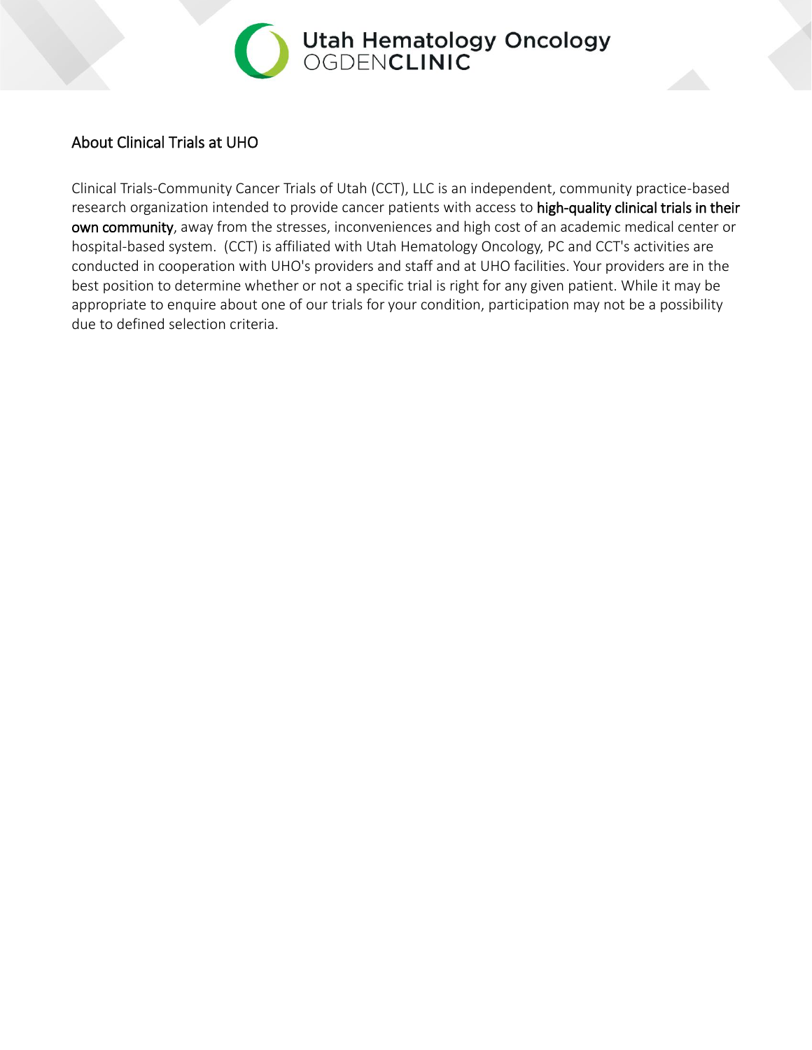## About Clinical Trials at UHO

Clinical Trials-Community Cancer Trials of Utah (CCT), LLC is an independent, community practice-based research organization intended to provide cancer patients with access to **high-quality clinical trials in their own community**, away from the stresses, inconveniences and high cost of an academic medical center or hospital-based system. (CCT) is affiliated with Utah Hematology Oncology, PC and CCT's activities are conducted in cooperation with UHO's providers and staff and at UHO facilities. Your providers are in the best position to determine whether or not a specific trial is right for any given patient. While it may be appropriate to enquire about one of our trials for your condition, participation may not be a possibility due to defined selection criteria.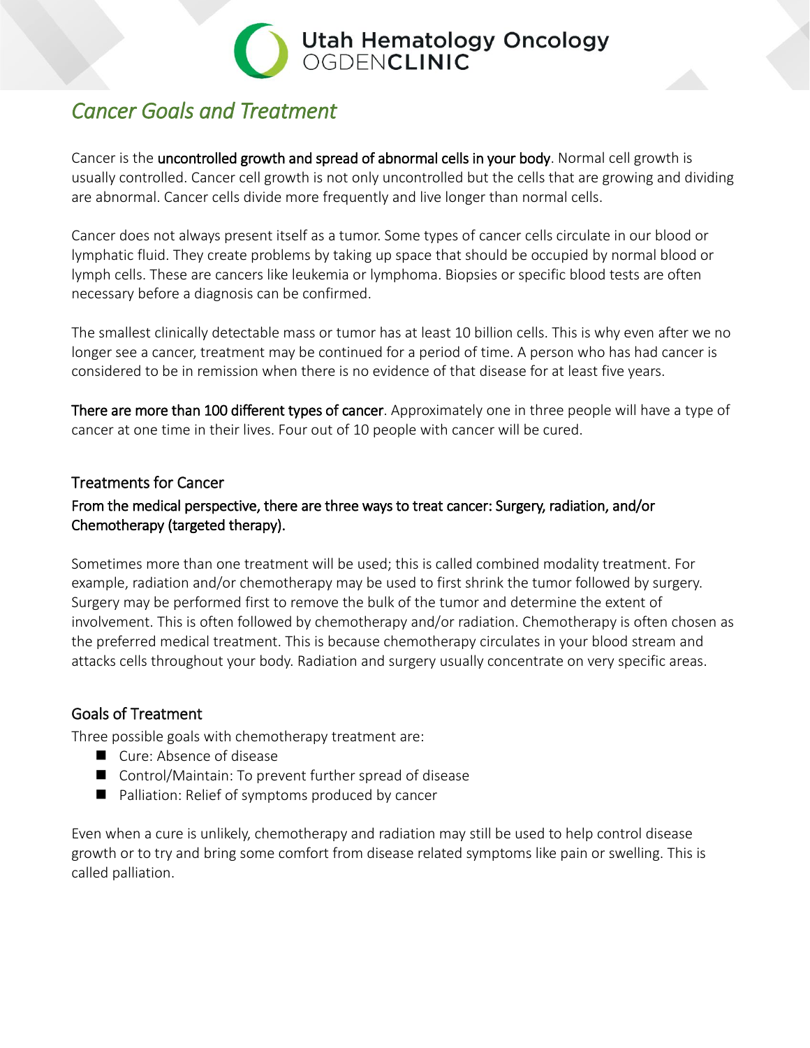# Cancer Goals and Treatment

Cancer is the **uncontrolled growth and spread of abnormal cells in your body**. Normal cell growth is usually controlled. Cancer cell growth is not only uncontrolled but the cells that are growing and dividing are abnormal. Cancer cells divide more frequently and live longer than normal cells.

Cancer does not always present itself as a tumor. Some types of cancer cells circulate in our blood or lymphatic fluid. They create problems by taking up space that should be occupied by normal blood or lymph cells. These are cancers like leukemia or lymphoma. Biopsies or specific blood tests are often necessary before a diagnosis can be confirmed.

The smallest clinically detectable mass or tumor has at least 10 billion cells. This is why even after we no longer see a cancer, treatment may be continued for a period of time. A person who has had cancer is considered to be in remission when there is no evidence of that disease for at least five years.

**There are more than 100 different types of cancer**. Approximately one in three people will have a type of cancer at one time in their lives. Four out of 10 people with cancer will be cured.

## Treatments for Cancer

**From the medical perspective, there are three ways to treat cancer: Surgery, radiation, and/or Chemotherapy (targeted therapy).**

Sometimes more than one treatment will be used; this is called combined modality treatment. For example, radiation and/or chemotherapy may be used to first shrink the tumor followed by surgery. Surgery may be performed first to remove the bulk of the tumor and determine the extent of involvement. This is often followed by chemotherapy and/or radiation. Chemotherapy is often chosen as the preferred medical treatment. This is because chemotherapy circulates in your blood stream and attacks cells throughout your body. Radiation and surgery usually concentrate on very specific areas.

## Goals of Treatment

Three possible goals with chemotherapy treatment are:

- Cure: Absence of disease
- Control/Maintain: To prevent further spread of disease
- Palliation: Relief of symptoms produced by cancer

Even when a cure is unlikely, chemotherapy and radiation may still be used to help control disease growth or to try and bring some comfort from disease related symptoms like pain or swelling. This is called palliation.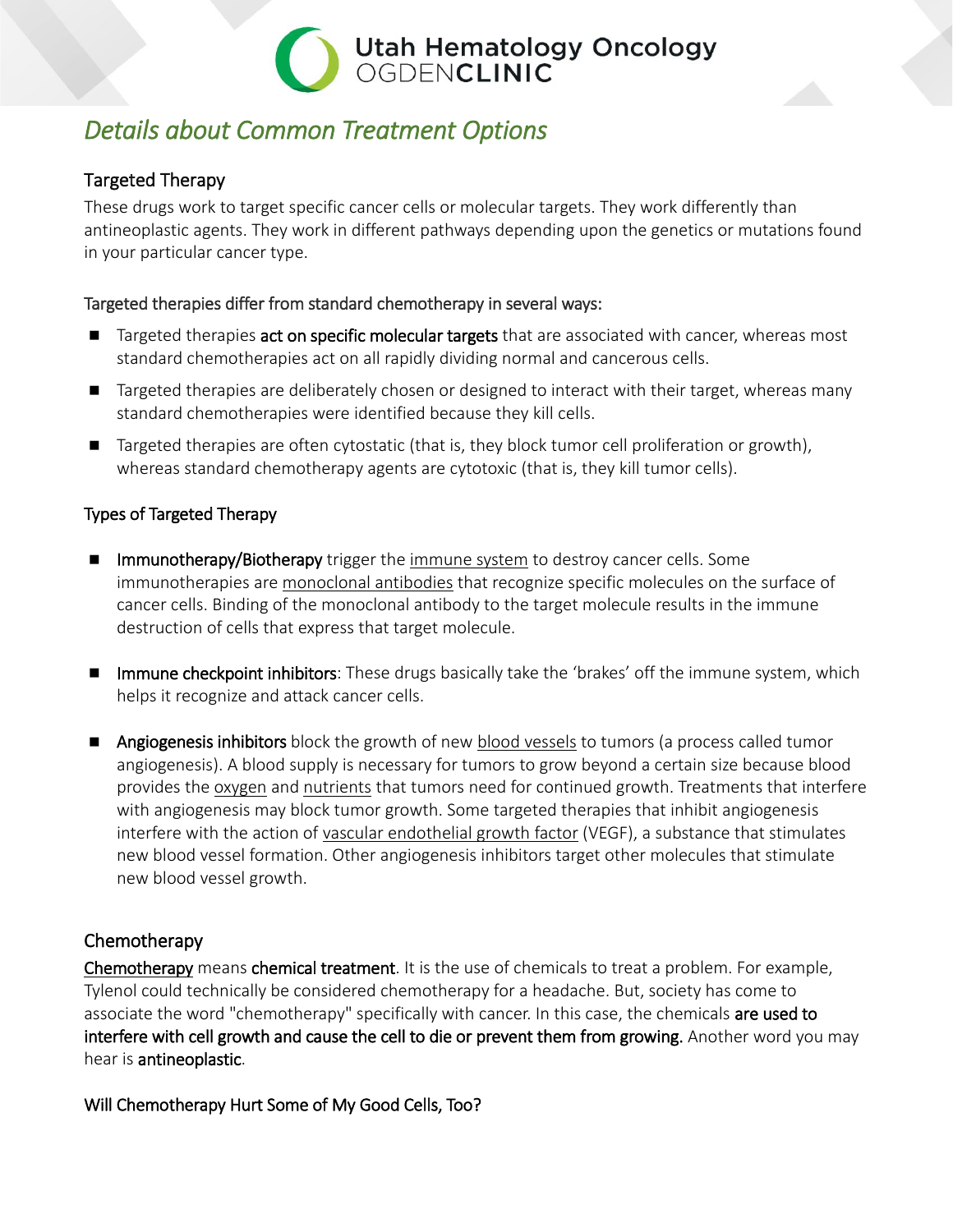# *Details about Common Treatment Options*

## Targeted Therapy

These drugs work to target specific cancer cells or molecular targets. They work differently than antineoplastic agents. They work in different pathways depending upon the genetics or mutations found in your particular cancer type.

### Targeted therapies differ from standard chemotherapy in several ways:

- Targeted therapies **act on specific molecular targets** that are associated with cancer, whereas most standard chemotherapies act on all rapidly dividing normal and cancerous cells.
- Targeted therapies are deliberately chosen or designed to interact with their target, whereas many standard chemotherapies were identified because they kill cells.
- Targeted therapies are often cytostatic (that is, they block tumor cell proliferation or growth), whereas standard chemotherapy agents are cytotoxic (that is, they kill tumor cells).

### Types of Targeted Therapy

- **Immunotherapy/Biotherapy** trigger the immune system to destroy cancer cells. Some immunotherapies are monoclonal antibodies that recognize specific molecules on the surface of cancer cells. Binding of the monoclonal antibody to the target molecule results in the immune destruction of cells that express that target molecule.

- **Immune checkpoint inhibitors**: These drugs basically take the 'brakes' off the immune system, which helps it recognize and attack cancer cells.

- **Angiogenesis inhibitors** block the growth of new blood vessels to tumors (a process called tumor angiogenesis). A blood supply is necessary for tumors to grow beyond a certain size because blood provides the oxygen and nutrients that tumors need for continued growth. Treatments that interfere with angiogenesis may block tumor growth. Some targeted therapies that inhibit angiogenesis interfere with the action of vascular endothelial growth factor (VEGF), a substance that stimulates new blood vessel formation. Other angiogenesis inhibitors target other molecules that stimulate new blood vessel growth.

## Chemotherapy

Chemotherapy means **chemical treatment**. It is the use of chemicals to treat a problem. For example, Tylenol could technically be considered chemotherapy for a headache. But, society has come to associate the word "chemotherapy" specifically with cancer. In this case, the chemicals **are used to interfere with cell growth and cause the cell to die or prevent them from growing.** Another word you may hear is **antineoplastic**.

### Will Chemotherapy Hurt Some of My Good Cells, Too?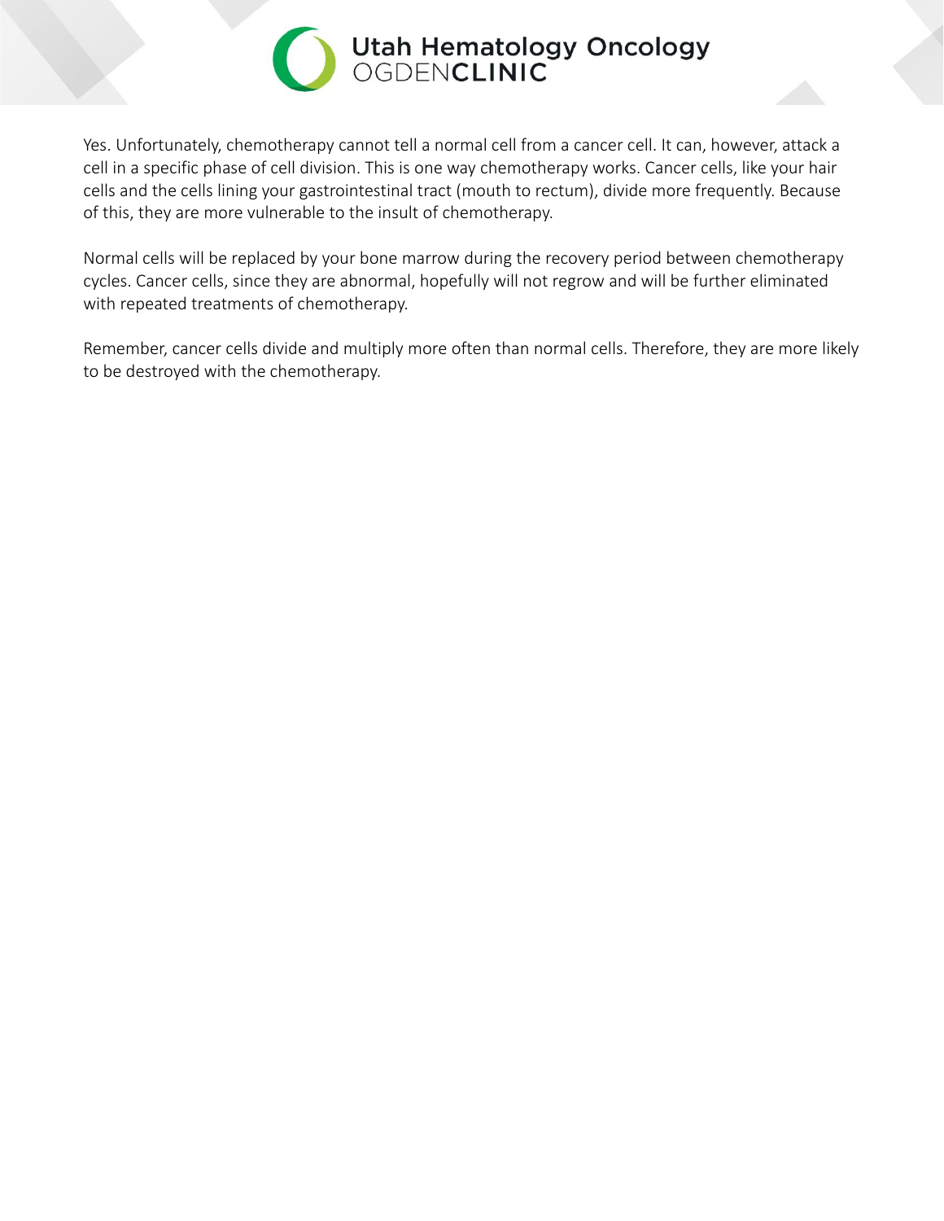Yes. Unfortunately, chemotherapy cannot tell a normal cell from a cancer cell. It can, however, attack a cell in a specific phase of cell division. This is one way chemotherapy works. Cancer cells, like your hair cells and the cells lining your gastrointestinal tract (mouth to rectum), divide more frequently. Because of this, they are more vulnerable to the insult of chemotherapy.

Normal cells will be replaced by your bone marrow during the recovery period between chemotherapy cycles. Cancer cells, since they are abnormal, hopefully will not regrow and will be further eliminated with repeated treatments of chemotherapy.

Remember, cancer cells divide and multiply more often than normal cells. Therefore, they are more likely to be destroyed with the chemotherapy.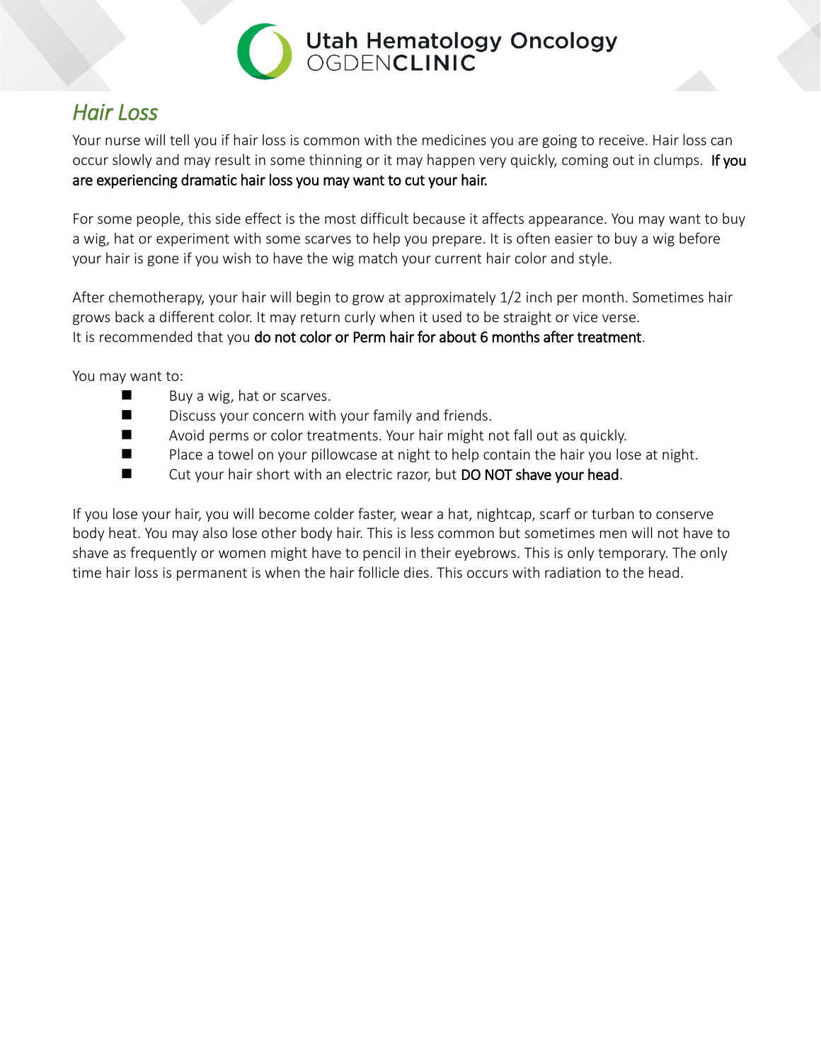## *Hair Loss*

Your nurse will tell you if hair loss is common with the medicines you are going to receive. Hair loss can occur slowly and may result in some thinning or it may happen very quickly, coming out in clumps. **If you are experiencing dramatic hair loss you may want to cut your hair.**

For some people, this side effect is the most difficult because it affects appearance. You may want to buy a wig, hat or experiment with some scarves to help you prepare. It is often easier to buy a wig before your hair is gone if you wish to have the wig match your current hair color and style.

After chemotherapy, your hair will begin to grow at approximately 1/2 inch per month. Sometimes hair grows back a different color. It may return curly when it used to be straight or vice verse.
It is recommended that you **do not color or Perm hair for about 6 months after treatment**.

You may want to:

- Buy a wig, hat or scarves.
- Discuss your concern with your family and friends.
- Avoid perms or color treatments. Your hair might not fall out as quickly.
- Place a towel on your pillowcase at night to help contain the hair you lose at night.
- Cut your hair short with an electric razor, but **DO NOT shave your head**.

If you lose your hair, you will become colder faster, wear a hat, nightcap, scarf or turban to conserve body heat. You may also lose other body hair. This is less common but sometimes men will not have to shave as frequently or women might have to pencil in their eyebrows. This is only temporary. The only time hair loss is permanent is when the hair follicle dies. This occurs with radiation to the head.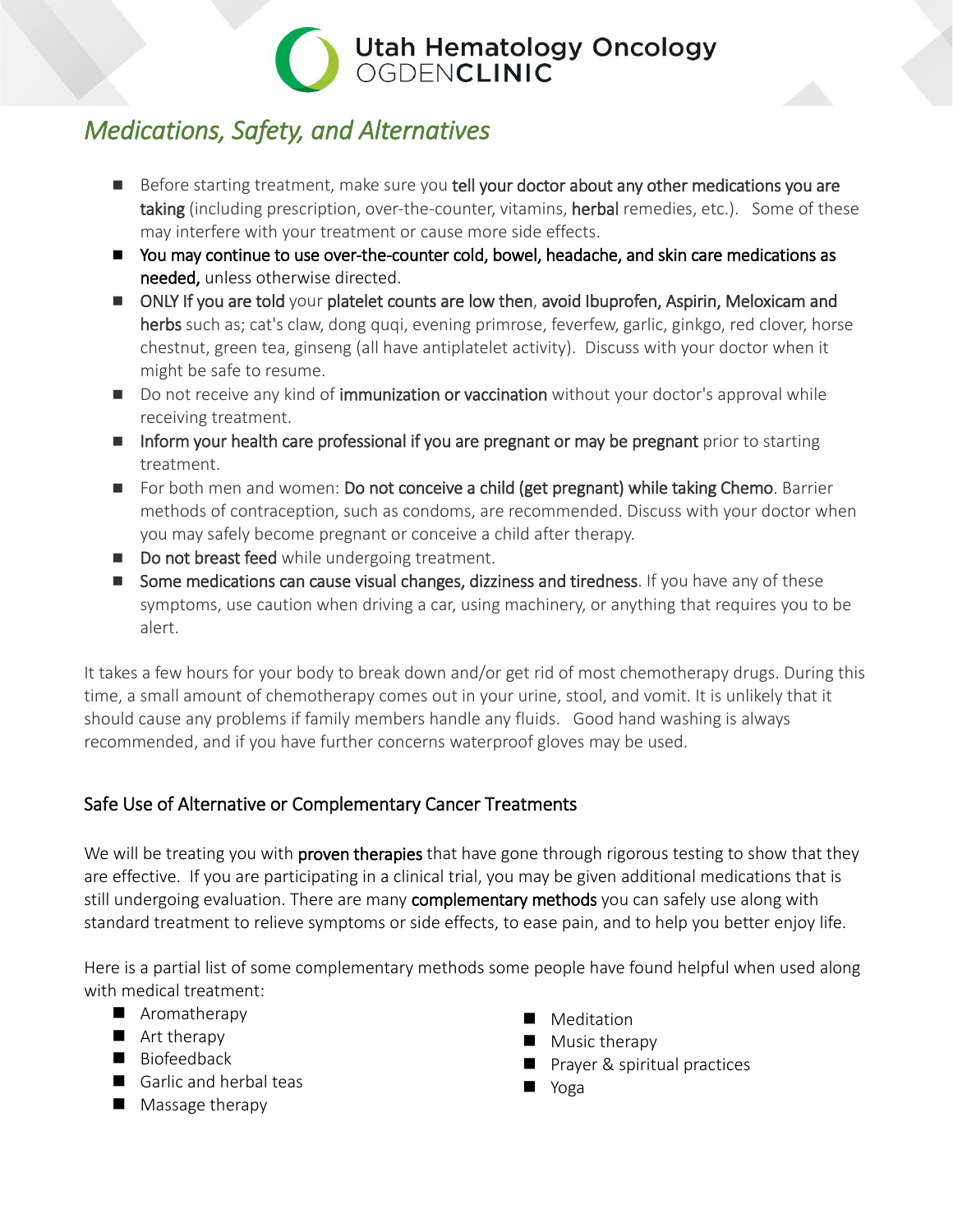# Medications, Safety, and Alternatives

- Before starting treatment, make sure you **tell your doctor about any other medications you are taking** (including prescription, over-the-counter, vitamins, **herbal** remedies, etc.). Some of these may interfere with your treatment or cause more side effects.
- **You may continue to use over-the-counter cold, bowel, headache, and skin care medications as needed,** unless otherwise directed.
- **ONLY If you are told** your **platelet counts are low then**, **avoid Ibuprofen, Aspirin, Meloxicam and herbs** such as; cat's claw, dong quqi, evening primrose, feverfew, garlic, ginkgo, red clover, horse chestnut, green tea, ginseng (all have antiplatelet activity). Discuss with your doctor when it might be safe to resume.
- Do not receive any kind of **immunization or vaccination** without your doctor's approval while receiving treatment.
- **Inform your health care professional if you are pregnant or may be pregnant** prior to starting treatment.
- For both men and women: **Do not conceive a child (get pregnant) while taking Chemo**. Barrier methods of contraception, such as condoms, are recommended. Discuss with your doctor when you may safely become pregnant or conceive a child after therapy.
- **Do not breast feed** while undergoing treatment.
- **Some medications can cause visual changes, dizziness and tiredness**. If you have any of these symptoms, use caution when driving a car, using machinery, or anything that requires you to be alert.

It takes a few hours for your body to break down and/or get rid of most chemotherapy drugs. During this time, a small amount of chemotherapy comes out in your urine, stool, and vomit. It is unlikely that it should cause any problems if family members handle any fluids. Good hand washing is always recommended, and if you have further concerns waterproof gloves may be used.

## Safe Use of Alternative or Complementary Cancer Treatments

We will be treating you with **proven therapies** that have gone through rigorous testing to show that they are effective. If you are participating in a clinical trial, you may be given additional medications that is still undergoing evaluation. There are many **complementary methods** you can safely use along with standard treatment to relieve symptoms or side effects, to ease pain, and to help you better enjoy life.

Here is a partial list of some complementary methods some people have found helpful when used along with medical treatment:

- Aromatherapy
- Art therapy
- Biofeedback
- Garlic and herbal teas
- Massage therapy
- Meditation
- Music therapy
- Prayer & spiritual practices
- Yoga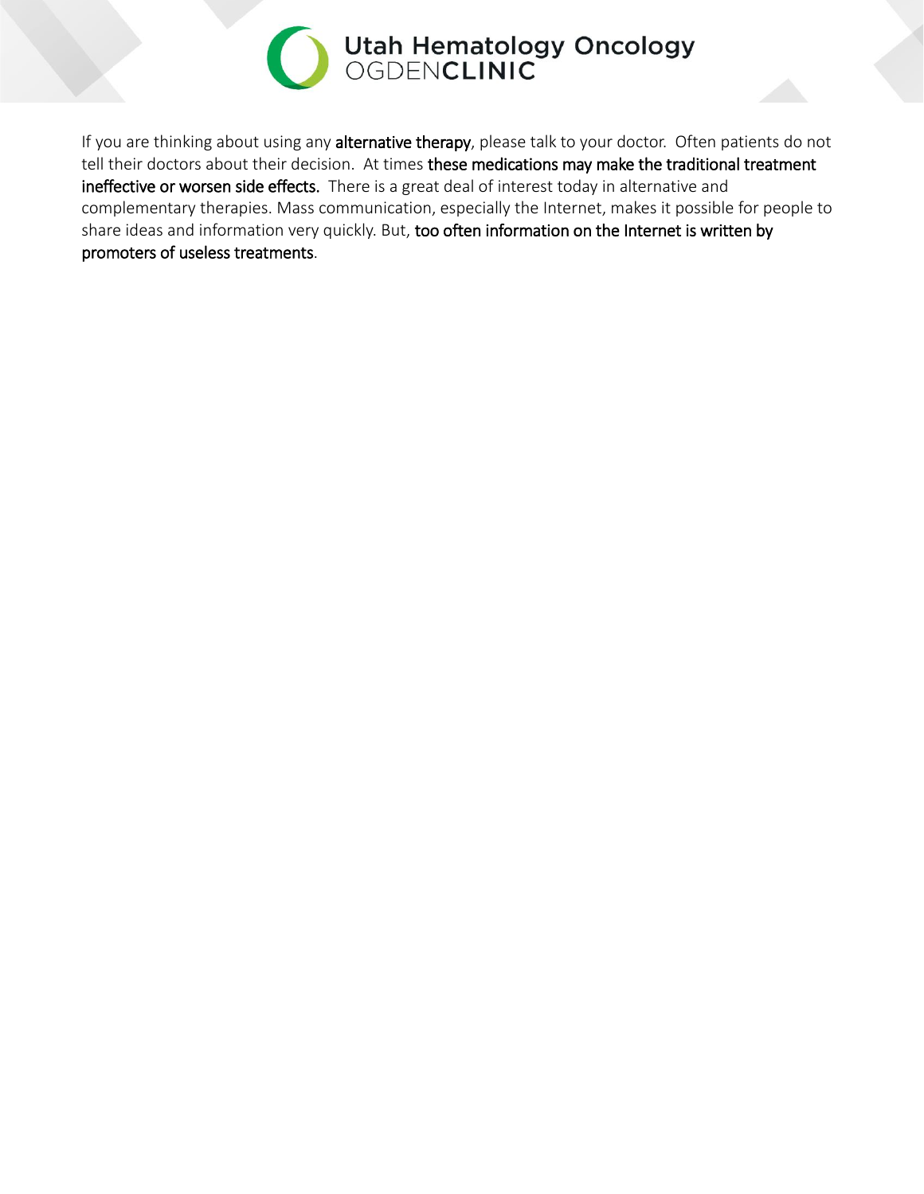If you are thinking about using any **alternative therapy**, please talk to your doctor. Often patients do not tell their doctors about their decision. At times **these medications may make the traditional treatment ineffective or worsen side effects.** There is a great deal of interest today in alternative and complementary therapies. Mass communication, especially the Internet, makes it possible for people to share ideas and information very quickly. But, **too often information on the Internet is written by promoters of useless treatments**.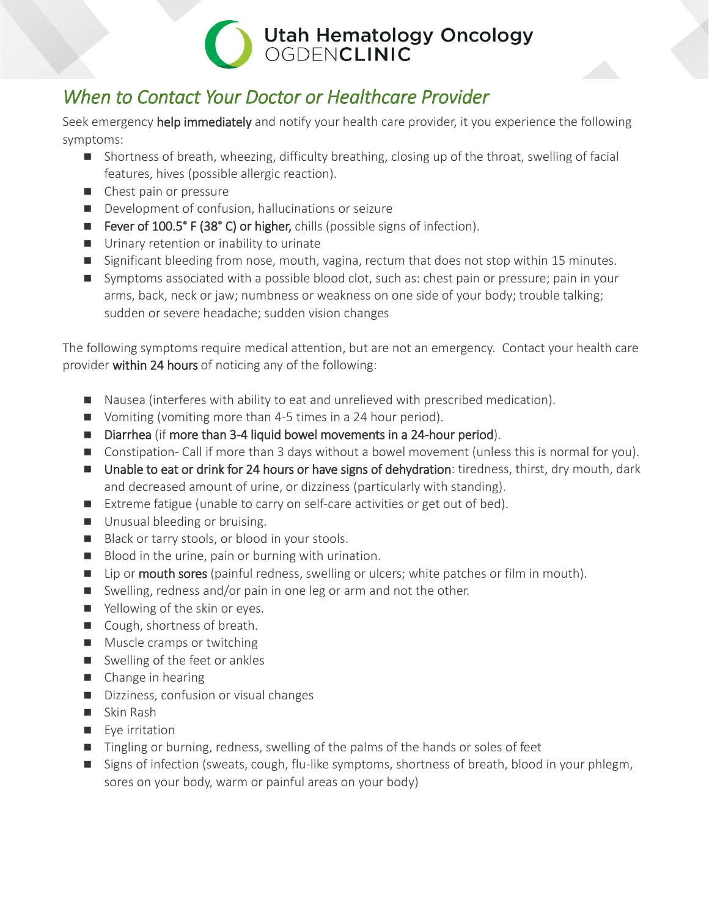Utah Hematology Oncology
OGDEN**CLINIC**

## *When to Contact Your Doctor or Healthcare Provider*

Seek emergency **help immediately** and notify your health care provider, it you experience the following symptoms:

- Shortness of breath, wheezing, difficulty breathing, closing up of the throat, swelling of facial features, hives (possible allergic reaction).
- Chest pain or pressure
- Development of confusion, hallucinations or seizure
- **Fever of 100.5° F (38° C) or higher,** chills (possible signs of infection).
- Urinary retention or inability to urinate
- Significant bleeding from nose, mouth, vagina, rectum that does not stop within 15 minutes.
- Symptoms associated with a possible blood clot, such as: chest pain or pressure; pain in your arms, back, neck or jaw; numbness or weakness on one side of your body; trouble talking; sudden or severe headache; sudden vision changes

The following symptoms require medical attention, but are not an emergency. Contact your health care provider **within 24 hours** of noticing any of the following:

- Nausea (interferes with ability to eat and unrelieved with prescribed medication).
- Vomiting (vomiting more than 4-5 times in a 24 hour period).
- **Diarrhea** (if **more than 3-4 liquid bowel movements in a 24-hour period**).
- Constipation- Call if more than 3 days without a bowel movement (unless this is normal for you).
- **Unable to eat or drink for 24 hours or have signs of dehydration**: tiredness, thirst, dry mouth, dark and decreased amount of urine, or dizziness (particularly with standing).
- Extreme fatigue (unable to carry on self-care activities or get out of bed).
- Unusual bleeding or bruising.
- Black or tarry stools, or blood in your stools.
- Blood in the urine, pain or burning with urination.
- Lip or **mouth sores** (painful redness, swelling or ulcers; white patches or film in mouth).
- Swelling, redness and/or pain in one leg or arm and not the other.
- Yellowing of the skin or eyes.
- Cough, shortness of breath.
- Muscle cramps or twitching
- Swelling of the feet or ankles
- Change in hearing
- Dizziness, confusion or visual changes
- Skin Rash
- Eye irritation
- Tingling or burning, redness, swelling of the palms of the hands or soles of feet
- Signs of infection (sweats, cough, flu-like symptoms, shortness of breath, blood in your phlegm, sores on your body, warm or painful areas on your body)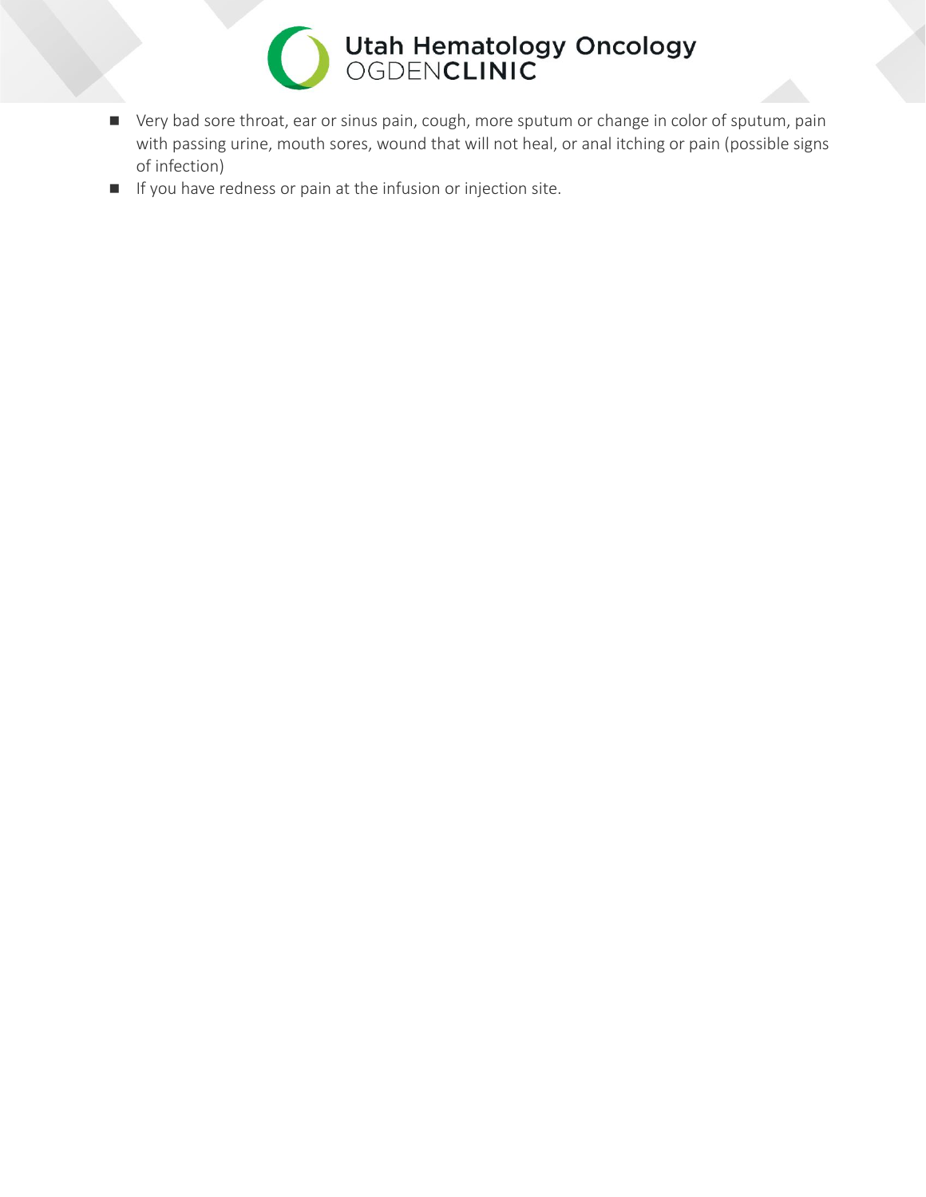- Very bad sore throat, ear or sinus pain, cough, more sputum or change in color of sputum, pain with passing urine, mouth sores, wound that will not heal, or anal itching or pain (possible signs of infection)
- If you have redness or pain at the infusion or injection site.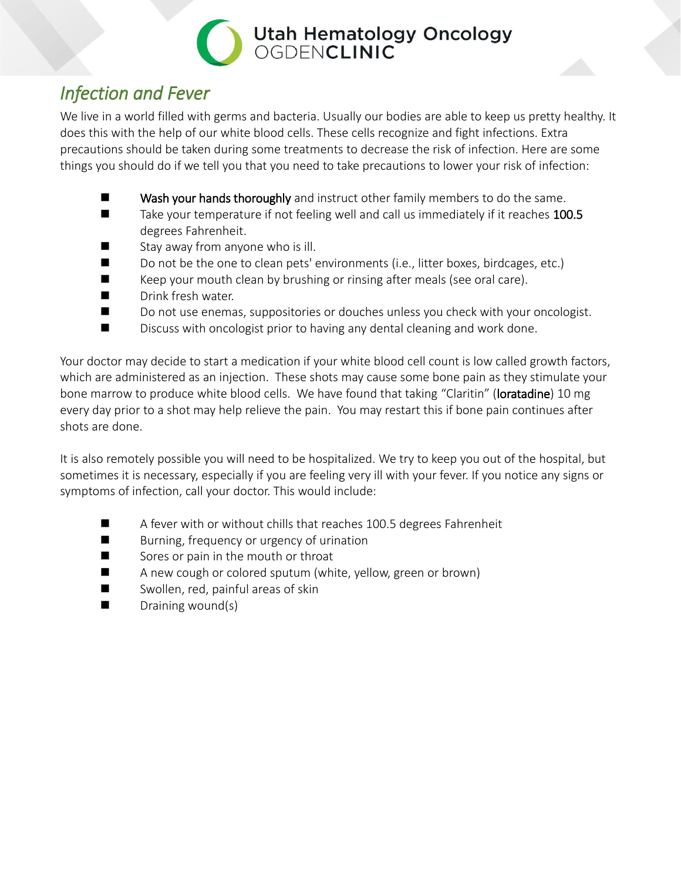## *Infection and Fever*

We live in a world filled with germs and bacteria. Usually our bodies are able to keep us pretty healthy. It does this with the help of our white blood cells. These cells recognize and fight infections. Extra precautions should be taken during some treatments to decrease the risk of infection. Here are some things you should do if we tell you that you need to take precautions to lower your risk of infection:

- Wash your hands thoroughly and instruct other family members to do the same.
- Take your temperature if not feeling well and call us immediately if it reaches 100.5 degrees Fahrenheit.
- Stay away from anyone who is ill.
- Do not be the one to clean pets' environments (i.e., litter boxes, birdcages, etc.)
- Keep your mouth clean by brushing or rinsing after meals (see oral care).
- Drink fresh water.
- Do not use enemas, suppositories or douches unless you check with your oncologist.
- Discuss with oncologist prior to having any dental cleaning and work done.

Your doctor may decide to start a medication if your white blood cell count is low called growth factors, which are administered as an injection. These shots may cause some bone pain as they stimulate your bone marrow to produce white blood cells. We have found that taking "Claritin" (loratadine) 10 mg every day prior to a shot may help relieve the pain. You may restart this if bone pain continues after shots are done.

It is also remotely possible you will need to be hospitalized. We try to keep you out of the hospital, but sometimes it is necessary, especially if you are feeling very ill with your fever. If you notice any signs or symptoms of infection, call your doctor. This would include:

- A fever with or without chills that reaches 100.5 degrees Fahrenheit
- Burning, frequency or urgency of urination
- Sores or pain in the mouth or throat
- A new cough or colored sputum (white, yellow, green or brown)
- Swollen, red, painful areas of skin
- Draining wound(s)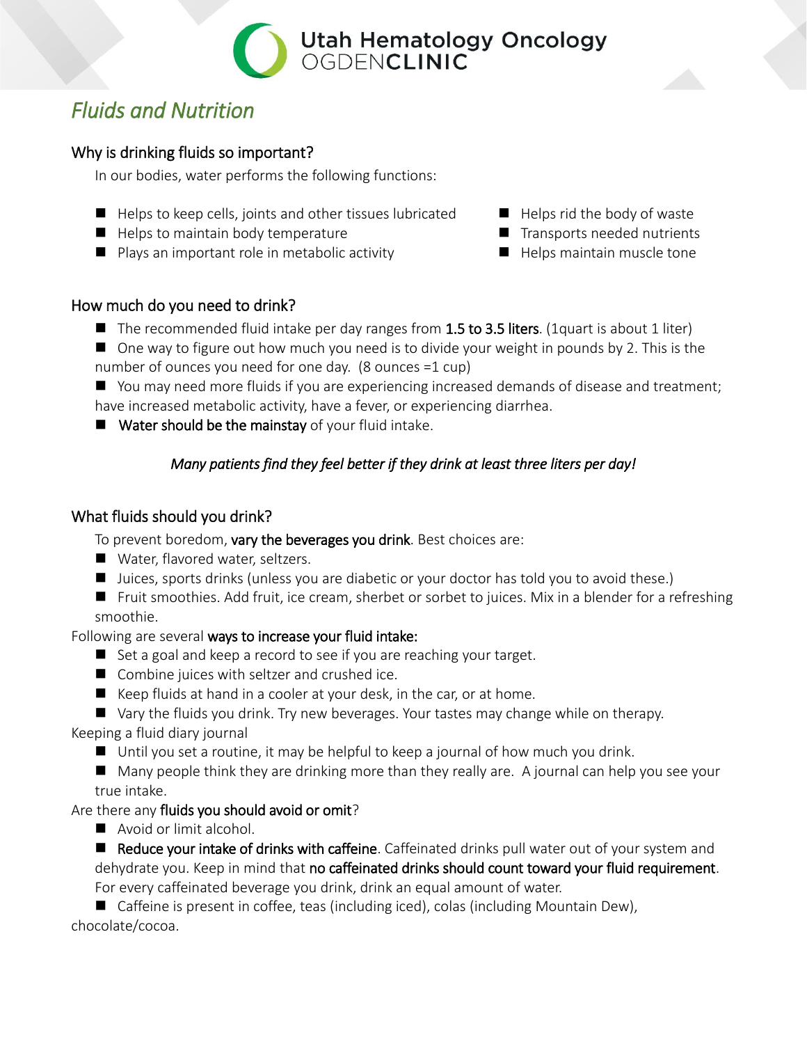# Fluids and Nutrition

## Why is drinking fluids so important?

In our bodies, water performs the following functions:

- Helps to keep cells, joints and other tissues lubricated
- Helps to maintain body temperature
- Plays an important role in metabolic activity
- Helps rid the body of waste
- Transports needed nutrients
- Helps maintain muscle tone

## How much do you need to drink?

- The recommended fluid intake per day ranges from **1.5 to 3.5 liters**. (1quart is about 1 liter)
- One way to figure out how much you need is to divide your weight in pounds by 2. This is the number of ounces you need for one day. (8 ounces =1 cup)
- You may need more fluids if you are experiencing increased demands of disease and treatment; have increased metabolic activity, have a fever, or experiencing diarrhea.
- **Water should be the mainstay** of your fluid intake.

*Many patients find they feel better if they drink at least three liters per day!*

## What fluids should you drink?

To prevent boredom, **vary the beverages you drink**. Best choices are:

- Water, flavored water, seltzers.
- Juices, sports drinks (unless you are diabetic or your doctor has told you to avoid these.)
- Fruit smoothies. Add fruit, ice cream, sherbet or sorbet to juices. Mix in a blender for a refreshing smoothie.

Following are several **ways to increase your fluid intake:**

- Set a goal and keep a record to see if you are reaching your target.
- Combine juices with seltzer and crushed ice.
- Keep fluids at hand in a cooler at your desk, in the car, or at home.
- Vary the fluids you drink. Try new beverages. Your tastes may change while on therapy.

Keeping a fluid diary journal

- Until you set a routine, it may be helpful to keep a journal of how much you drink.
- Many people think they are drinking more than they really are. A journal can help you see your true intake.

Are there any **fluids you should avoid or omit**?

- Avoid or limit alcohol.
- **Reduce your intake of drinks with caffeine**. Caffeinated drinks pull water out of your system and dehydrate you. Keep in mind that **no caffeinated drinks should count toward your fluid requirement**. For every caffeinated beverage you drink, drink an equal amount of water.
- Caffeine is present in coffee, teas (including iced), colas (including Mountain Dew), chocolate/cocoa.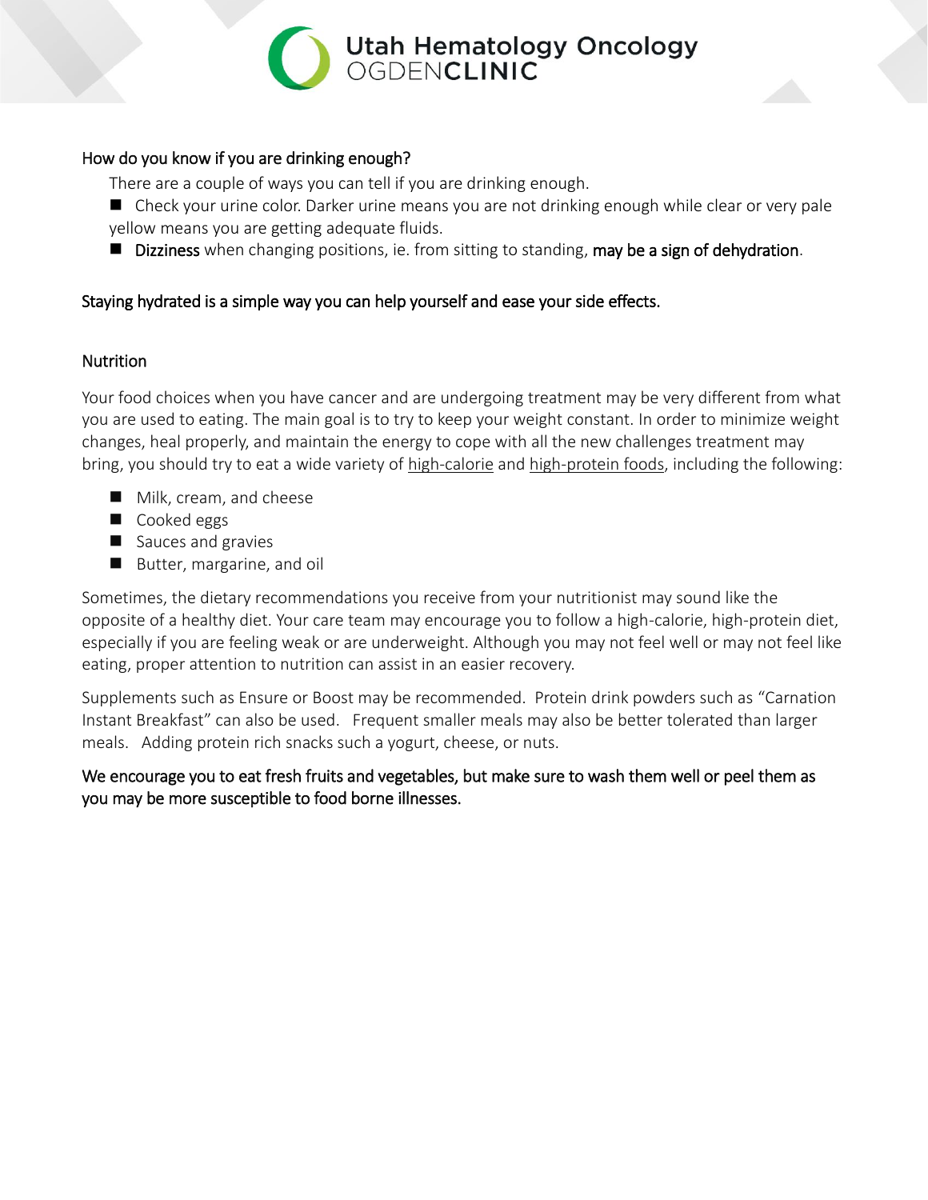## How do you know if you are drinking enough?

There are a couple of ways you can tell if you are drinking enough.

- Check your urine color. Darker urine means you are not drinking enough while clear or very pale yellow means you are getting adequate fluids.
- Dizziness when changing positions, ie. from sitting to standing, may be a sign of dehydration.

Staying hydrated is a simple way you can help yourself and ease your side effects.

## Nutrition

Your food choices when you have cancer and are undergoing treatment may be very different from what you are used to eating. The main goal is to try to keep your weight constant. In order to minimize weight changes, heal properly, and maintain the energy to cope with all the new challenges treatment may bring, you should try to eat a wide variety of high-calorie and high-protein foods, including the following:

- Milk, cream, and cheese
- Cooked eggs
- Sauces and gravies
- Butter, margarine, and oil

Sometimes, the dietary recommendations you receive from your nutritionist may sound like the opposite of a healthy diet. Your care team may encourage you to follow a high-calorie, high-protein diet, especially if you are feeling weak or are underweight. Although you may not feel well or may not feel like eating, proper attention to nutrition can assist in an easier recovery.

Supplements such as Ensure or Boost may be recommended. Protein drink powders such as "Carnation Instant Breakfast" can also be used. Frequent smaller meals may also be better tolerated than larger meals. Adding protein rich snacks such a yogurt, cheese, or nuts.

We encourage you to eat fresh fruits and vegetables, but make sure to wash them well or peel them as you may be more susceptible to food borne illnesses.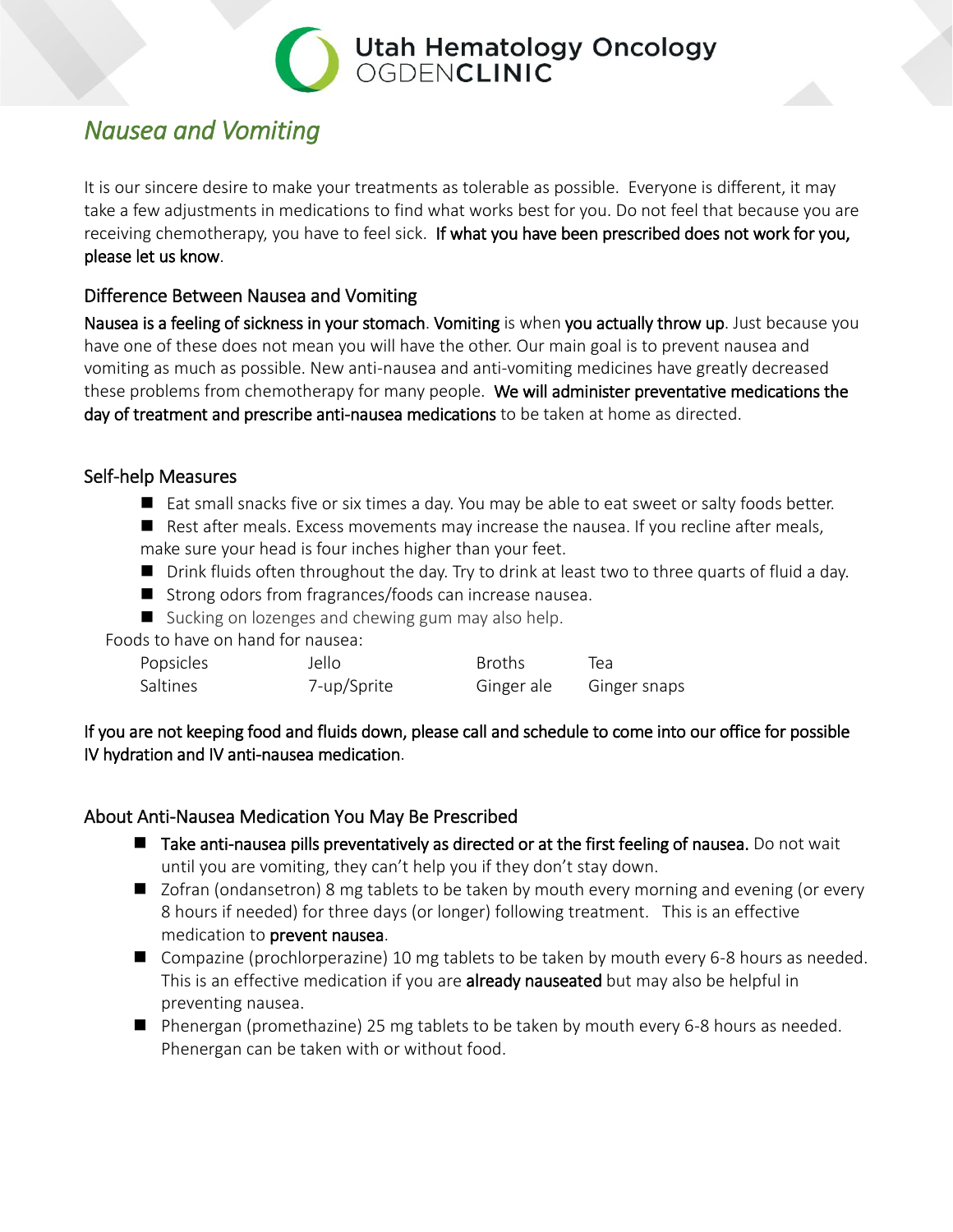# Nausea and Vomiting

It is our sincere desire to make your treatments as tolerable as possible. Everyone is different, it may take a few adjustments in medications to find what works best for you. Do not feel that because you are receiving chemotherapy, you have to feel sick. **If what you have been prescribed does not work for you, please let us know**.

## Difference Between Nausea and Vomiting

**Nausea is a feeling of sickness in your stomach**. **Vomiting** is when **you actually throw up**. Just because you have one of these does not mean you will have the other. Our main goal is to prevent nausea and vomiting as much as possible. New anti-nausea and anti-vomiting medicines have greatly decreased these problems from chemotherapy for many people. **We will administer preventative medications the day of treatment and prescribe anti-nausea medications** to be taken at home as directed.

## Self-help Measures

- Eat small snacks five or six times a day. You may be able to eat sweet or salty foods better.
- Rest after meals. Excess movements may increase the nausea. If you recline after meals, make sure your head is four inches higher than your feet.
- Drink fluids often throughout the day. Try to drink at least two to three quarts of fluid a day.
- Strong odors from fragrances/foods can increase nausea.
- Sucking on lozenges and chewing gum may also help.

Foods to have on hand for nausea:

| | | | |
|---|---|---|---|
| Popsicles | Jello | Broths | Tea |
| Saltines | 7-up/Sprite | Ginger ale | Ginger snaps |

**If you are not keeping food and fluids down, please call and schedule to come into our office for possible IV hydration and IV anti-nausea medication**.

## About Anti-Nausea Medication You May Be Prescribed

- **Take anti-nausea pills preventatively as directed or at the first feeling of nausea.** Do not wait until you are vomiting, they can't help you if they don't stay down.
- Zofran (ondansetron) 8 mg tablets to be taken by mouth every morning and evening (or every 8 hours if needed) for three days (or longer) following treatment. This is an effective medication to **prevent nausea**.
- Compazine (prochlorperazine) 10 mg tablets to be taken by mouth every 6-8 hours as needed. This is an effective medication if you are **already nauseated** but may also be helpful in preventing nausea.
- Phenergan (promethazine) 25 mg tablets to be taken by mouth every 6-8 hours as needed. Phenergan can be taken with or without food.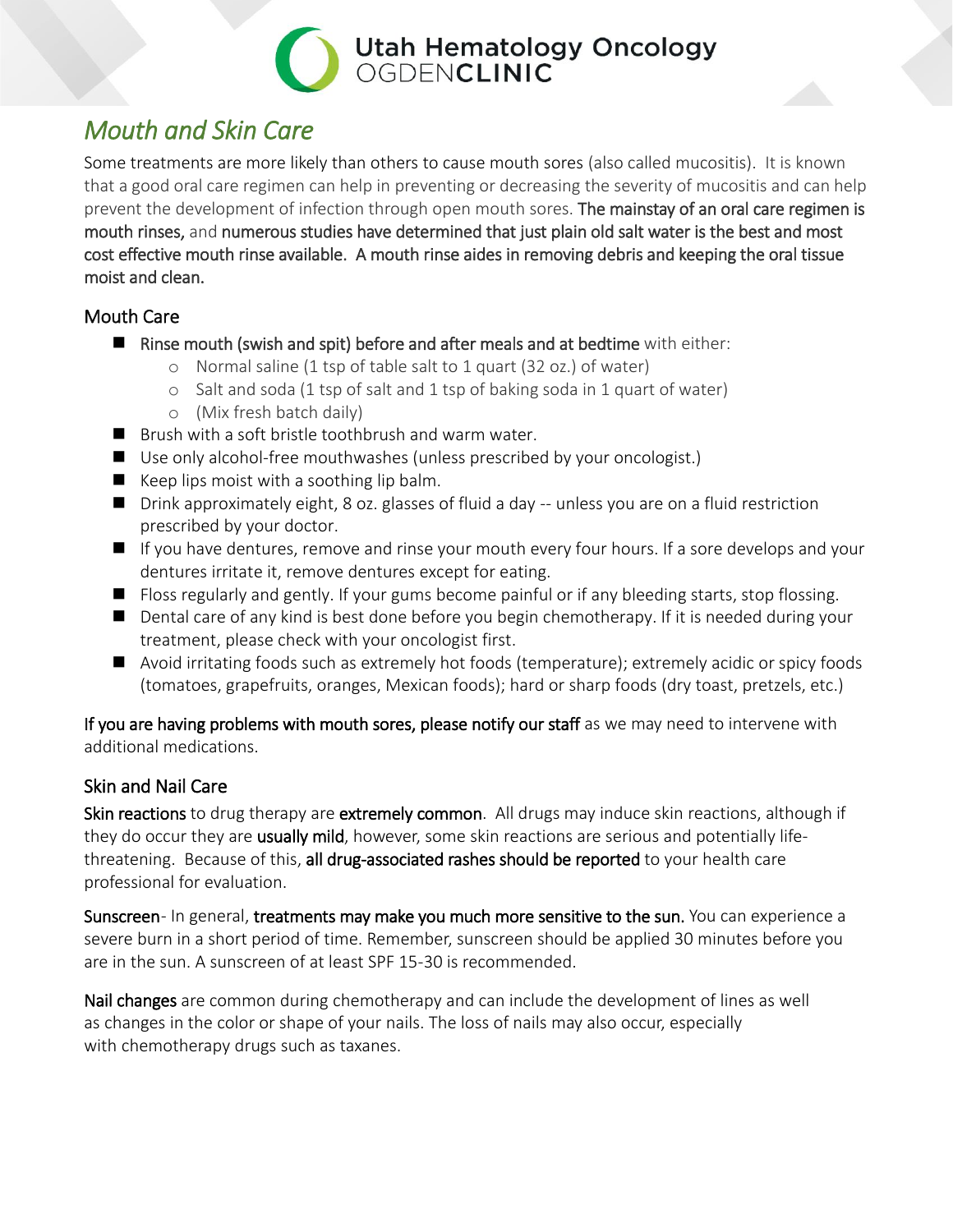# *Mouth and Skin Care*

Some treatments are more likely than others to cause mouth sores (also called mucositis). It is known that a good oral care regimen can help in preventing or decreasing the severity of mucositis and can help prevent the development of infection through open mouth sores. The mainstay of an oral care regimen is mouth rinses, and numerous studies have determined that just plain old salt water is the best and most cost effective mouth rinse available. A mouth rinse aides in removing debris and keeping the oral tissue moist and clean.

## Mouth Care

- Rinse mouth (swish and spit) before and after meals and at bedtime with either:
  - Normal saline (1 tsp of table salt to 1 quart (32 oz.) of water)
  - Salt and soda (1 tsp of salt and 1 tsp of baking soda in 1 quart of water)
  - (Mix fresh batch daily)
- Brush with a soft bristle toothbrush and warm water.
- Use only alcohol-free mouthwashes (unless prescribed by your oncologist.)
- Keep lips moist with a soothing lip balm.
- Drink approximately eight, 8 oz. glasses of fluid a day -- unless you are on a fluid restriction prescribed by your doctor.
- If you have dentures, remove and rinse your mouth every four hours. If a sore develops and your dentures irritate it, remove dentures except for eating.
- Floss regularly and gently. If your gums become painful or if any bleeding starts, stop flossing.
- Dental care of any kind is best done before you begin chemotherapy. If it is needed during your treatment, please check with your oncologist first.
- Avoid irritating foods such as extremely hot foods (temperature); extremely acidic or spicy foods (tomatoes, grapefruits, oranges, Mexican foods); hard or sharp foods (dry toast, pretzels, etc.)

If you are having problems with mouth sores, please notify our staff as we may need to intervene with additional medications.

## Skin and Nail Care

Skin reactions to drug therapy are extremely common. All drugs may induce skin reactions, although if they do occur they are usually mild, however, some skin reactions are serious and potentially life-threatening. Because of this, all drug-associated rashes should be reported to your health care professional for evaluation.

Sunscreen- In general, treatments may make you much more sensitive to the sun. You can experience a severe burn in a short period of time. Remember, sunscreen should be applied 30 minutes before you are in the sun. A sunscreen of at least SPF 15-30 is recommended.

Nail changes are common during chemotherapy and can include the development of lines as well as changes in the color or shape of your nails. The loss of nails may also occur, especially with chemotherapy drugs such as taxanes.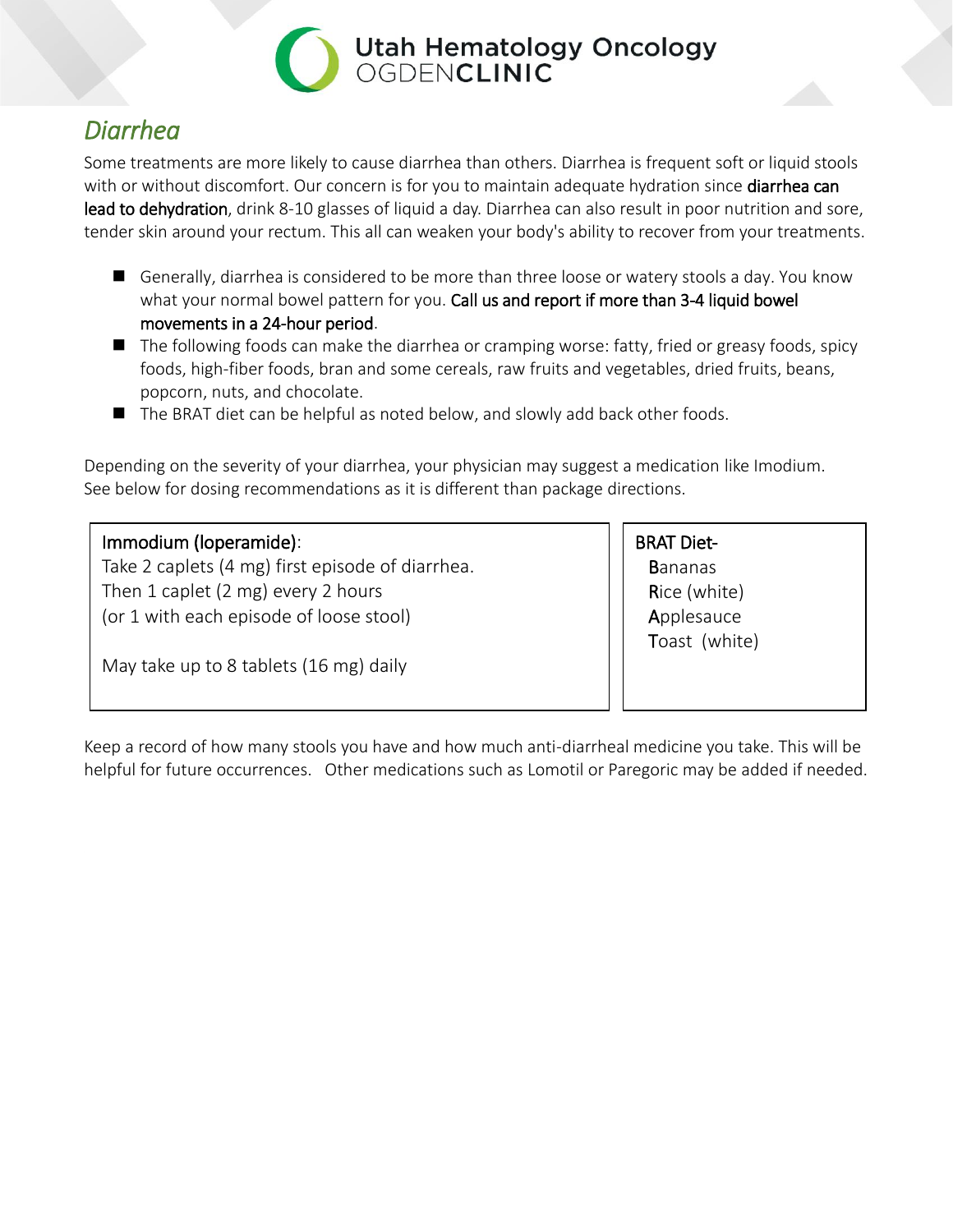# *Diarrhea*

Some treatments are more likely to cause diarrhea than others. Diarrhea is frequent soft or liquid stools with or without discomfort. Our concern is for you to maintain adequate hydration since **diarrhea can lead to dehydration**, drink 8-10 glasses of liquid a day. Diarrhea can also result in poor nutrition and sore, tender skin around your rectum. This all can weaken your body's ability to recover from your treatments.

- Generally, diarrhea is considered to be more than three loose or watery stools a day. You know what your normal bowel pattern for you. **Call us and report if more than 3-4 liquid bowel movements in a 24-hour period**.
- The following foods can make the diarrhea or cramping worse: fatty, fried or greasy foods, spicy foods, high-fiber foods, bran and some cereals, raw fruits and vegetables, dried fruits, beans, popcorn, nuts, and chocolate.
- The BRAT diet can be helpful as noted below, and slowly add back other foods.

Depending on the severity of your diarrhea, your physician may suggest a medication like Imodium. See below for dosing recommendations as it is different than package directions.

**Immodium (loperamide)**:
Take 2 caplets (4 mg) first episode of diarrhea.
Then 1 caplet (2 mg) every 2 hours
(or 1 with each episode of loose stool)

May take up to 8 tablets (16 mg) daily

**BRAT Diet-**
**B**ananas
**R**ice (white)
**A**pplesauce
**T**oast (white)

Keep a record of how many stools you have and how much anti-diarrheal medicine you take. This will be helpful for future occurrences. Other medications such as Lomotil or Paregoric may be added if needed.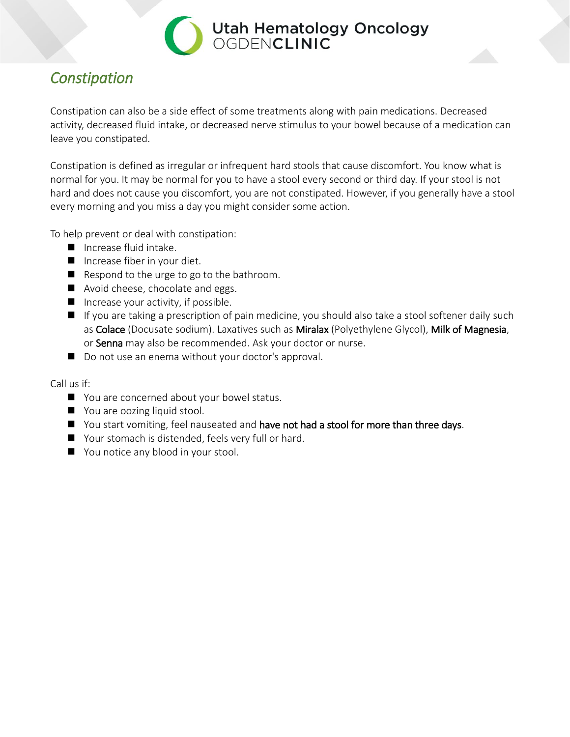## *Constipation*

Constipation can also be a side effect of some treatments along with pain medications. Decreased activity, decreased fluid intake, or decreased nerve stimulus to your bowel because of a medication can leave you constipated.

Constipation is defined as irregular or infrequent hard stools that cause discomfort. You know what is normal for you. It may be normal for you to have a stool every second or third day. If your stool is not hard and does not cause you discomfort, you are not constipated. However, if you generally have a stool every morning and you miss a day you might consider some action.

To help prevent or deal with constipation:

- Increase fluid intake.
- Increase fiber in your diet.
- Respond to the urge to go to the bathroom.
- Avoid cheese, chocolate and eggs.
- Increase your activity, if possible.
- If you are taking a prescription of pain medicine, you should also take a stool softener daily such as Colace (Docusate sodium). Laxatives such as Miralax (Polyethylene Glycol), Milk of Magnesia, or Senna may also be recommended. Ask your doctor or nurse.
- Do not use an enema without your doctor's approval.

Call us if:

- You are concerned about your bowel status.
- You are oozing liquid stool.
- You start vomiting, feel nauseated and have not had a stool for more than three days.
- Your stomach is distended, feels very full or hard.
- You notice any blood in your stool.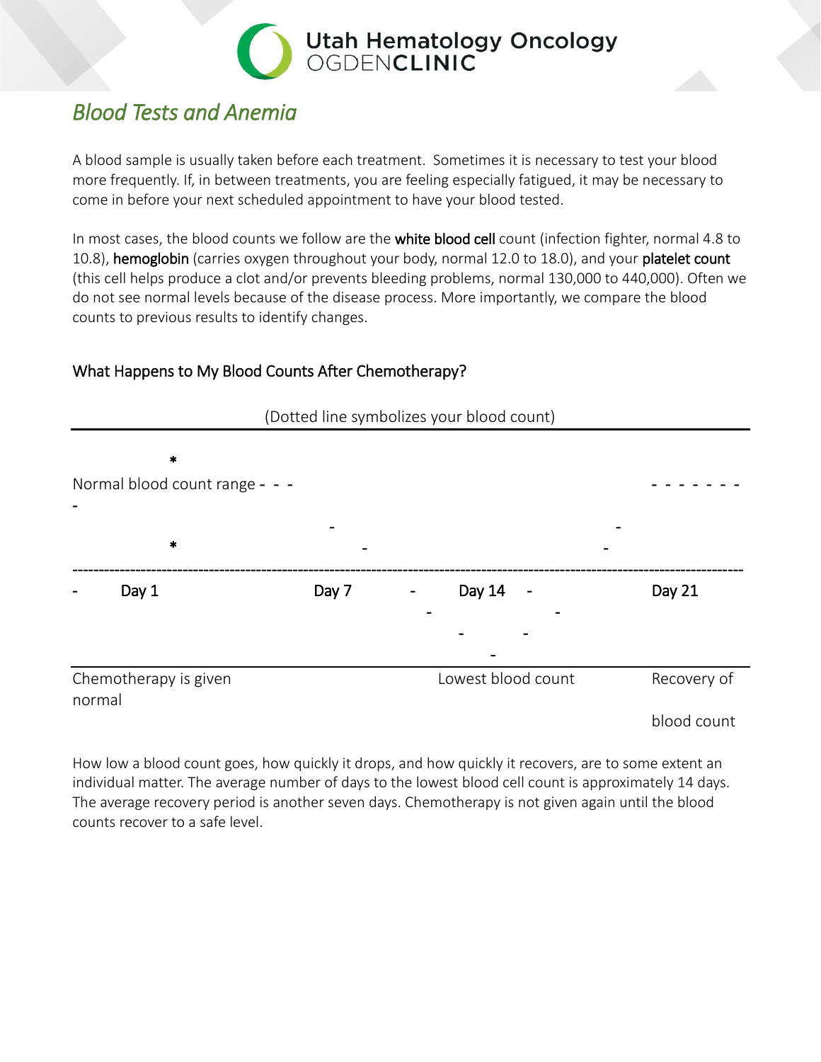# Blood Tests and Anemia

A blood sample is usually taken before each treatment. Sometimes it is necessary to test your blood more frequently. If, in between treatments, you are feeling especially fatigued, it may be necessary to come in before your next scheduled appointment to have your blood tested.

In most cases, the blood counts we follow are the **white blood cell** count (infection fighter, normal 4.8 to 10.8), **hemoglobin** (carries oxygen throughout your body, normal 12.0 to 18.0), and your **platelet count** (this cell helps produce a clot and/or prevents bleeding problems, normal 130,000 to 440,000). Often we do not see normal levels because of the disease process. More importantly, we compare the blood counts to previous results to identify changes.

## What Happens to My Blood Counts After Chemotherapy?

(Dotted line symbolizes your blood count)

```
          *
Normal blood count range - - -                                    - - - - - - -
-
                              -                                 -
          *                     -                             -
---------------------------------------------------------------------------------
-   Day 1                 Day 7      -   Day 14   -               Day 21
                                       -          -
                                          -     -
                                             -
---------------------------------------------------------------------------------
Chemotherapy is given                      Lowest blood count      Recovery of
normal
                                                                   blood count
```

How low a blood count goes, how quickly it drops, and how quickly it recovers, are to some extent an individual matter. The average number of days to the lowest blood cell count is approximately 14 days. The average recovery period is another seven days. Chemotherapy is not given again until the blood counts recover to a safe level.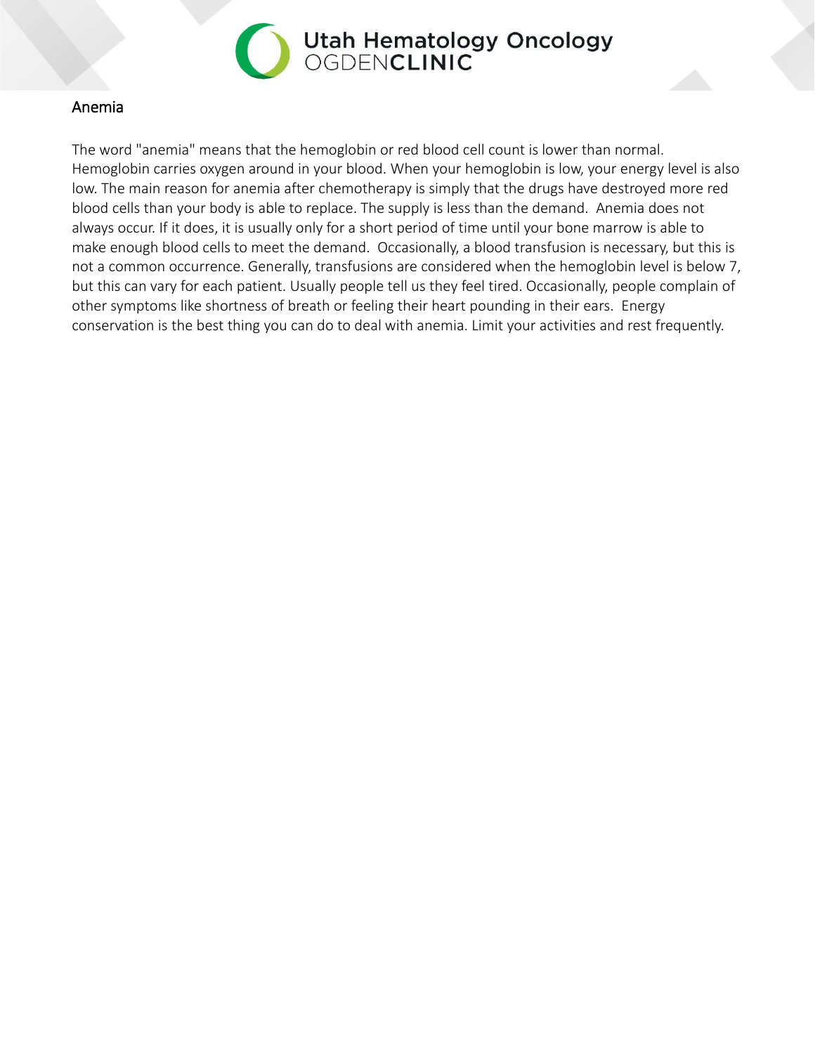## Anemia

The word "anemia" means that the hemoglobin or red blood cell count is lower than normal. Hemoglobin carries oxygen around in your blood. When your hemoglobin is low, your energy level is also low. The main reason for anemia after chemotherapy is simply that the drugs have destroyed more red blood cells than your body is able to replace. The supply is less than the demand. Anemia does not always occur. If it does, it is usually only for a short period of time until your bone marrow is able to make enough blood cells to meet the demand. Occasionally, a blood transfusion is necessary, but this is not a common occurrence. Generally, transfusions are considered when the hemoglobin level is below 7, but this can vary for each patient. Usually people tell us they feel tired. Occasionally, people complain of other symptoms like shortness of breath or feeling their heart pounding in their ears. Energy conservation is the best thing you can do to deal with anemia. Limit your activities and rest frequently.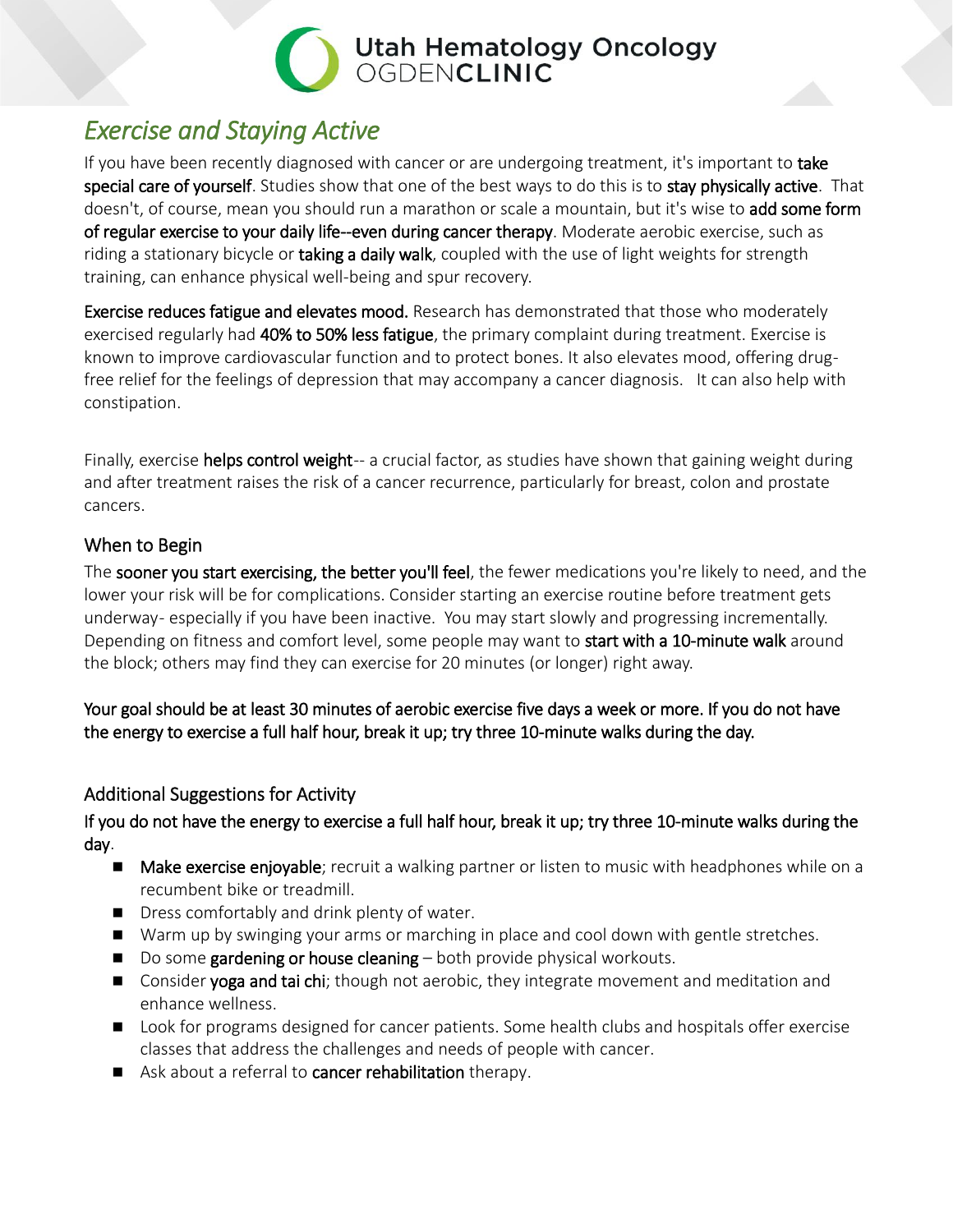Utah Hematology Oncology
OGDEN**CLINIC**

# *Exercise and Staying Active*

If you have been recently diagnosed with cancer or are undergoing treatment, it's important to **take special care of yourself**. Studies show that one of the best ways to do this is to **stay physically active**. That doesn't, of course, mean you should run a marathon or scale a mountain, but it's wise to **add some form of regular exercise to your daily life--even during cancer therapy**. Moderate aerobic exercise, such as riding a stationary bicycle or **taking a daily walk**, coupled with the use of light weights for strength training, can enhance physical well-being and spur recovery.

**Exercise reduces fatigue and elevates mood.** Research has demonstrated that those who moderately exercised regularly had **40% to 50% less fatigue**, the primary complaint during treatment. Exercise is known to improve cardiovascular function and to protect bones. It also elevates mood, offering drug-free relief for the feelings of depression that may accompany a cancer diagnosis. It can also help with constipation.

Finally, exercise **helps control weight**-- a crucial factor, as studies have shown that gaining weight during and after treatment raises the risk of a cancer recurrence, particularly for breast, colon and prostate cancers.

## When to Begin

The **sooner you start exercising, the better you'll feel**, the fewer medications you're likely to need, and the lower your risk will be for complications. Consider starting an exercise routine before treatment gets underway- especially if you have been inactive. You may start slowly and progressing incrementally. Depending on fitness and comfort level, some people may want to **start with a 10-minute walk** around the block; others may find they can exercise for 20 minutes (or longer) right away.

**Your goal should be at least 30 minutes of aerobic exercise five days a week or more. If you do not have the energy to exercise a full half hour, break it up; try three 10-minute walks during the day.**

## Additional Suggestions for Activity

**If you do not have the energy to exercise a full half hour, break it up; try three 10-minute walks during the day**.

- **Make exercise enjoyable**; recruit a walking partner or listen to music with headphones while on a recumbent bike or treadmill.
- Dress comfortably and drink plenty of water.
- Warm up by swinging your arms or marching in place and cool down with gentle stretches.
- Do some **gardening or house cleaning** – both provide physical workouts.
- Consider **yoga and tai chi**; though not aerobic, they integrate movement and meditation and enhance wellness.
- Look for programs designed for cancer patients. Some health clubs and hospitals offer exercise classes that address the challenges and needs of people with cancer.
- Ask about a referral to **cancer rehabilitation** therapy.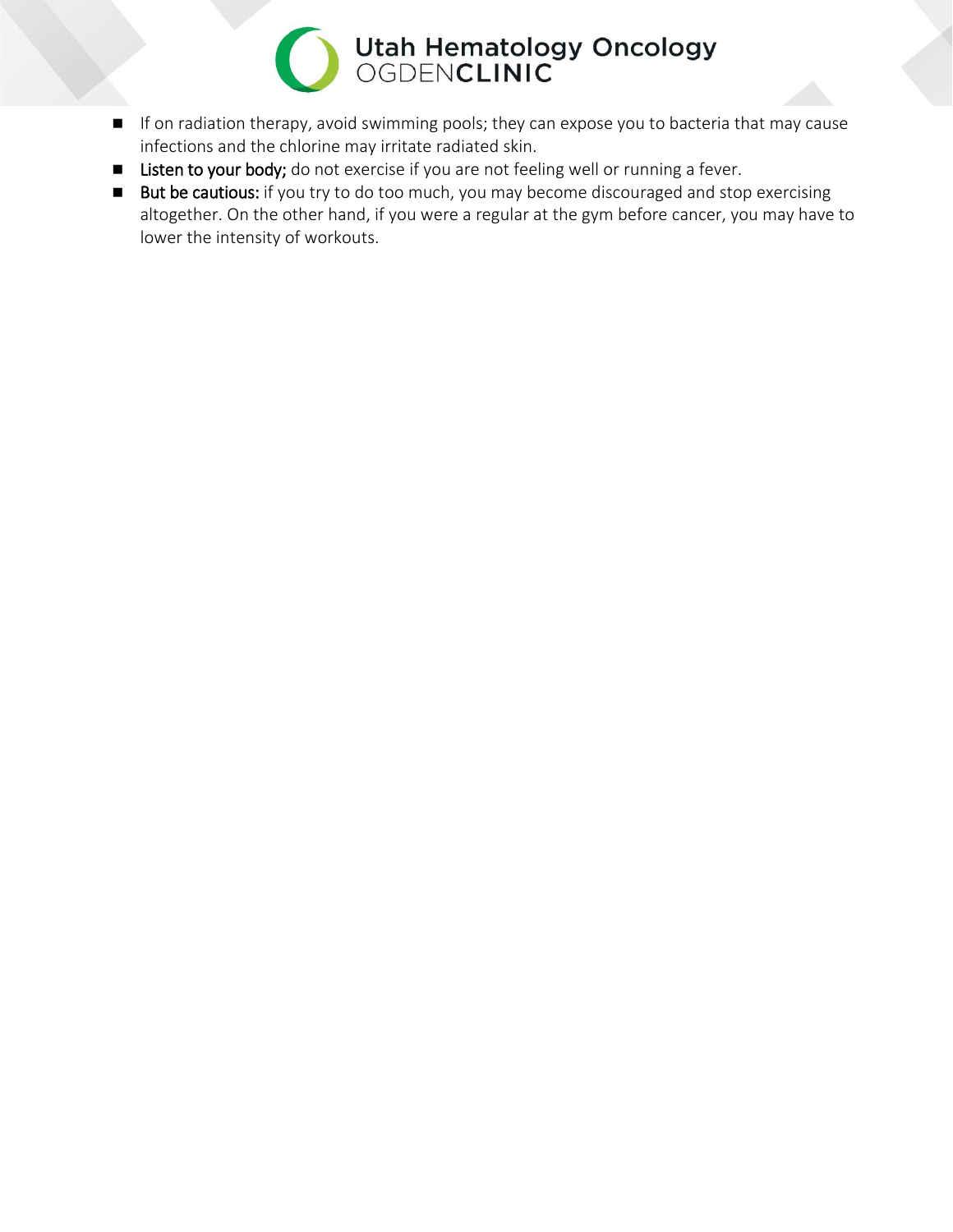- If on radiation therapy, avoid swimming pools; they can expose you to bacteria that may cause infections and the chlorine may irritate radiated skin.
- **Listen to your body;** do not exercise if you are not feeling well or running a fever.
- **But be cautious:** if you try to do too much, you may become discouraged and stop exercising altogether. On the other hand, if you were a regular at the gym before cancer, you may have to lower the intensity of workouts.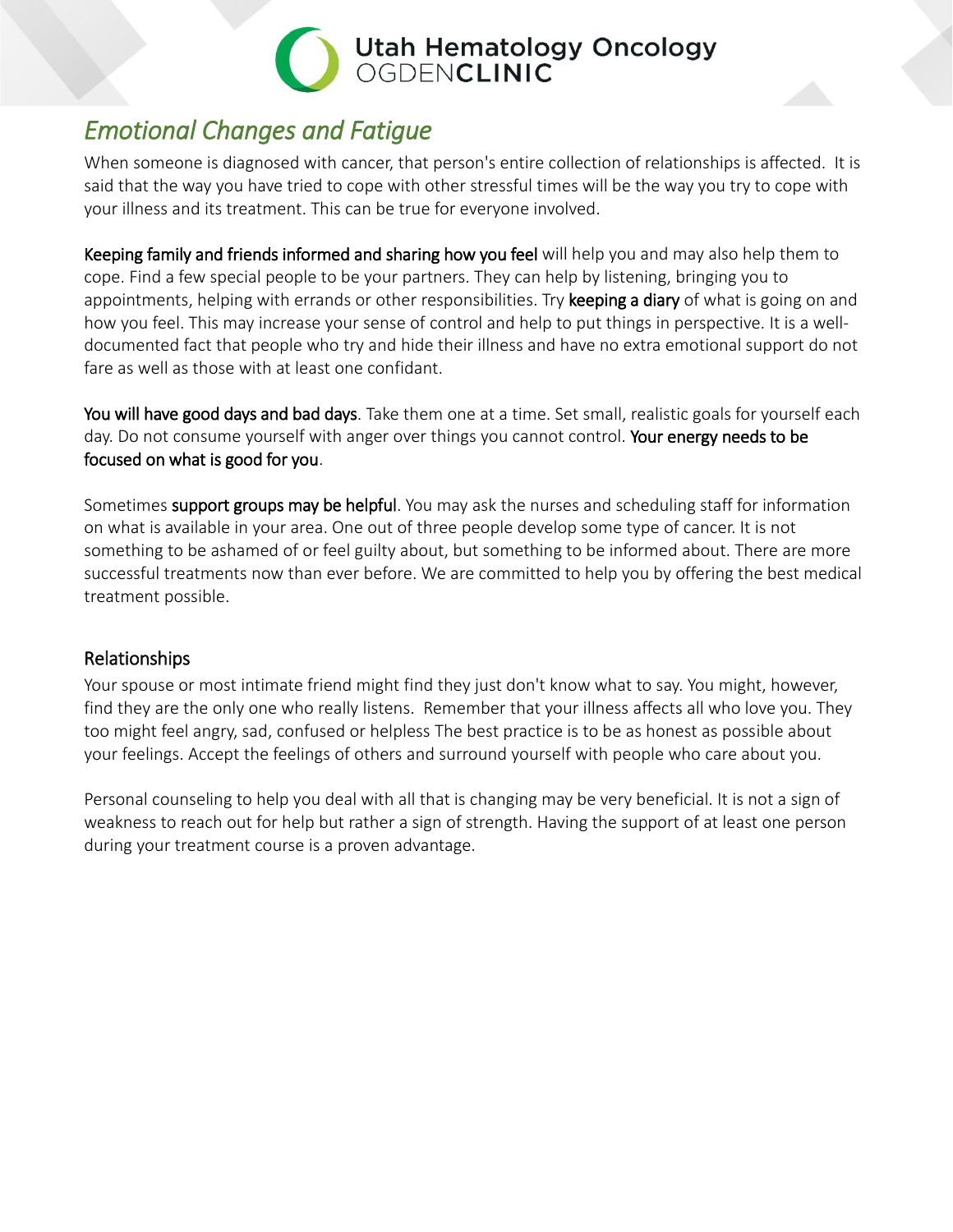# *Emotional Changes and Fatigue*

When someone is diagnosed with cancer, that person's entire collection of relationships is affected. It is said that the way you have tried to cope with other stressful times will be the way you try to cope with your illness and its treatment. This can be true for everyone involved.

**Keeping family and friends informed and sharing how you feel** will help you and may also help them to cope. Find a few special people to be your partners. They can help by listening, bringing you to appointments, helping with errands or other responsibilities. Try **keeping a diary** of what is going on and how you feel. This may increase your sense of control and help to put things in perspective. It is a well-documented fact that people who try and hide their illness and have no extra emotional support do not fare as well as those with at least one confidant.

**You will have good days and bad days**. Take them one at a time. Set small, realistic goals for yourself each day. Do not consume yourself with anger over things you cannot control. **Your energy needs to be focused on what is good for you**.

Sometimes **support groups may be helpful**. You may ask the nurses and scheduling staff for information on what is available in your area. One out of three people develop some type of cancer. It is not something to be ashamed of or feel guilty about, but something to be informed about. There are more successful treatments now than ever before. We are committed to help you by offering the best medical treatment possible.

## Relationships

Your spouse or most intimate friend might find they just don't know what to say. You might, however, find they are the only one who really listens. Remember that your illness affects all who love you. They too might feel angry, sad, confused or helpless The best practice is to be as honest as possible about your feelings. Accept the feelings of others and surround yourself with people who care about you.

Personal counseling to help you deal with all that is changing may be very beneficial. It is not a sign of weakness to reach out for help but rather a sign of strength. Having the support of at least one person during your treatment course is a proven advantage.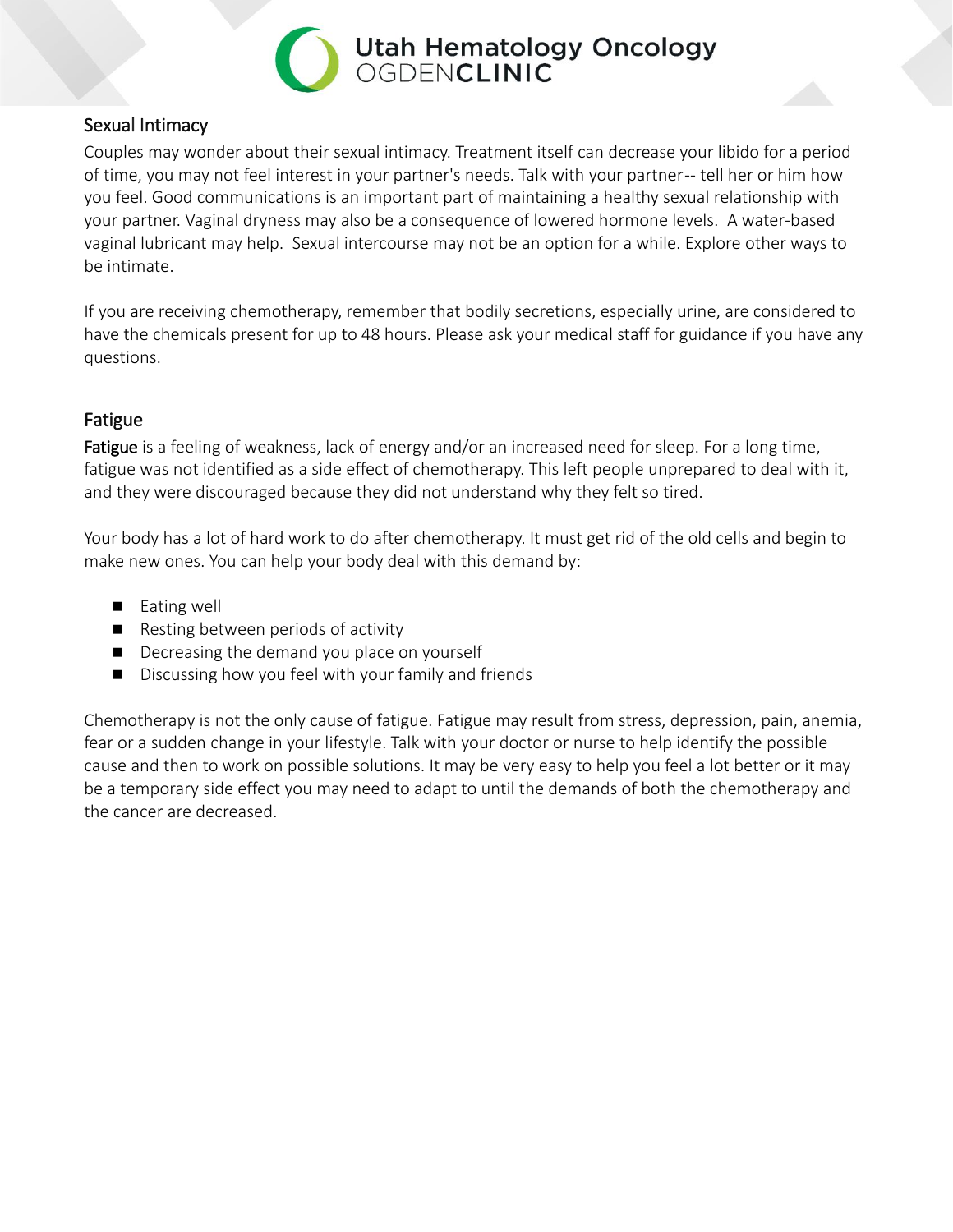## Sexual Intimacy

Couples may wonder about their sexual intimacy. Treatment itself can decrease your libido for a period of time, you may not feel interest in your partner's needs. Talk with your partner-- tell her or him how you feel. Good communications is an important part of maintaining a healthy sexual relationship with your partner. Vaginal dryness may also be a consequence of lowered hormone levels. A water-based vaginal lubricant may help. Sexual intercourse may not be an option for a while. Explore other ways to be intimate.

If you are receiving chemotherapy, remember that bodily secretions, especially urine, are considered to have the chemicals present for up to 48 hours. Please ask your medical staff for guidance if you have any questions.

## Fatigue

**Fatigue** is a feeling of weakness, lack of energy and/or an increased need for sleep. For a long time, fatigue was not identified as a side effect of chemotherapy. This left people unprepared to deal with it, and they were discouraged because they did not understand why they felt so tired.

Your body has a lot of hard work to do after chemotherapy. It must get rid of the old cells and begin to make new ones. You can help your body deal with this demand by:

- Eating well
- Resting between periods of activity
- Decreasing the demand you place on yourself
- Discussing how you feel with your family and friends

Chemotherapy is not the only cause of fatigue. Fatigue may result from stress, depression, pain, anemia, fear or a sudden change in your lifestyle. Talk with your doctor or nurse to help identify the possible cause and then to work on possible solutions. It may be very easy to help you feel a lot better or it may be a temporary side effect you may need to adapt to until the demands of both the chemotherapy and the cancer are decreased.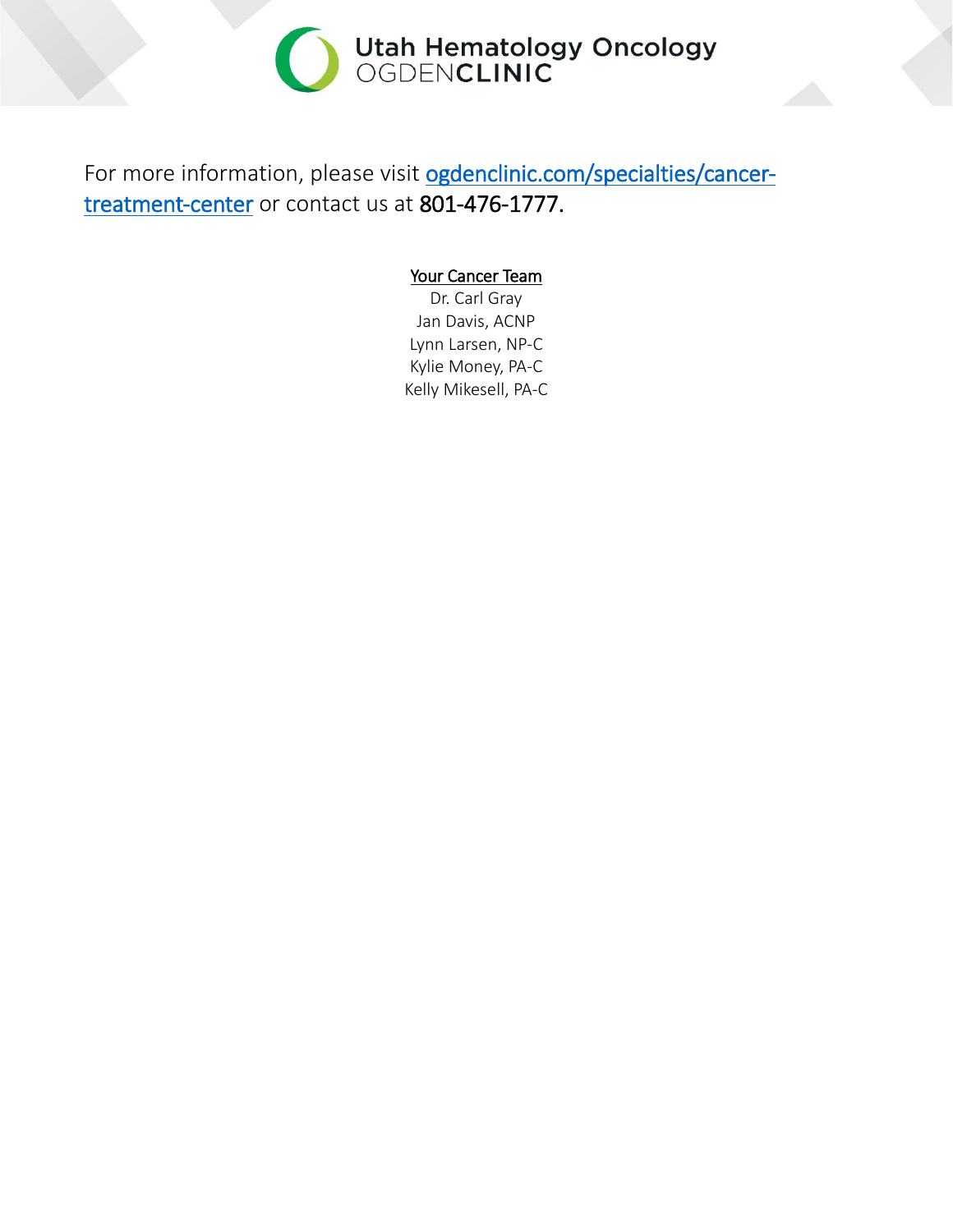Utah Hematology Oncology
OGDEN**CLINIC**

For more information, please visit [ogdenclinic.com/specialties/cancer-treatment-center](https://ogdenclinic.com/specialties/cancer-treatment-center) or contact us at 801-476-1777.

Your Cancer Team

Dr. Carl Gray
Jan Davis, ACNP
Lynn Larsen, NP-C
Kylie Money, PA-C
Kelly Mikesell, PA-C